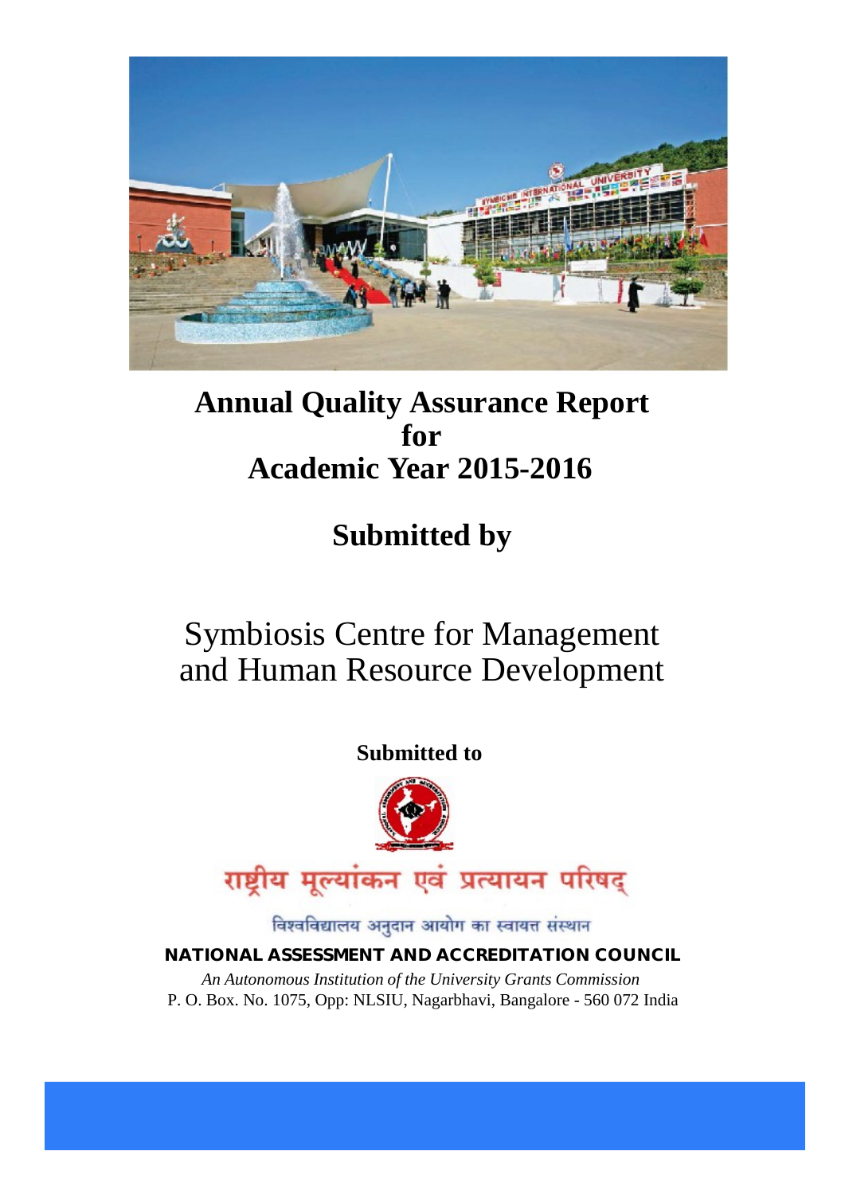# Annual Quality Assurance Report for Academic Year 2015-2016

## Submitted by

Symbiosis Centre for Management and Human Resource Development

**Submitted to**

राष्ट्रीय मूल्यांकन एवं प्रत्यायन परिषद्

विश्वविद्यालय अनुदान आयोग का स्वायत्त संस्थान

**NATIONAL ASSESSMENT AND ACCREDITATION COUNCIL**

*An Autonomous Institution of the University Grants Commission*

P. O. Box. No. 1075, Opp: NLSIU, Nagarbhavi, Bangalore - 560 072 India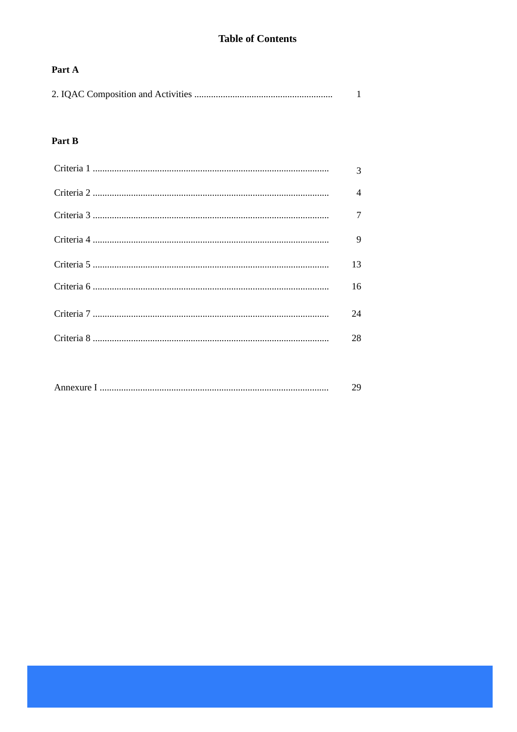# Table of Contents

**Part A**

2. IQAC Composition and Activities ........................................................ 1

**Part B**

Criteria 1 ................................................................................................ 3

Criteria 2 ................................................................................................ 4

Criteria 3 ................................................................................................ 7

Criteria 4 ................................................................................................ 9

Criteria 5 ................................................................................................ 13

Criteria 6 ................................................................................................ 16

Criteria 7 ................................................................................................ 24

Criteria 8 ................................................................................................ 28

Annexure I ............................................................................................. 29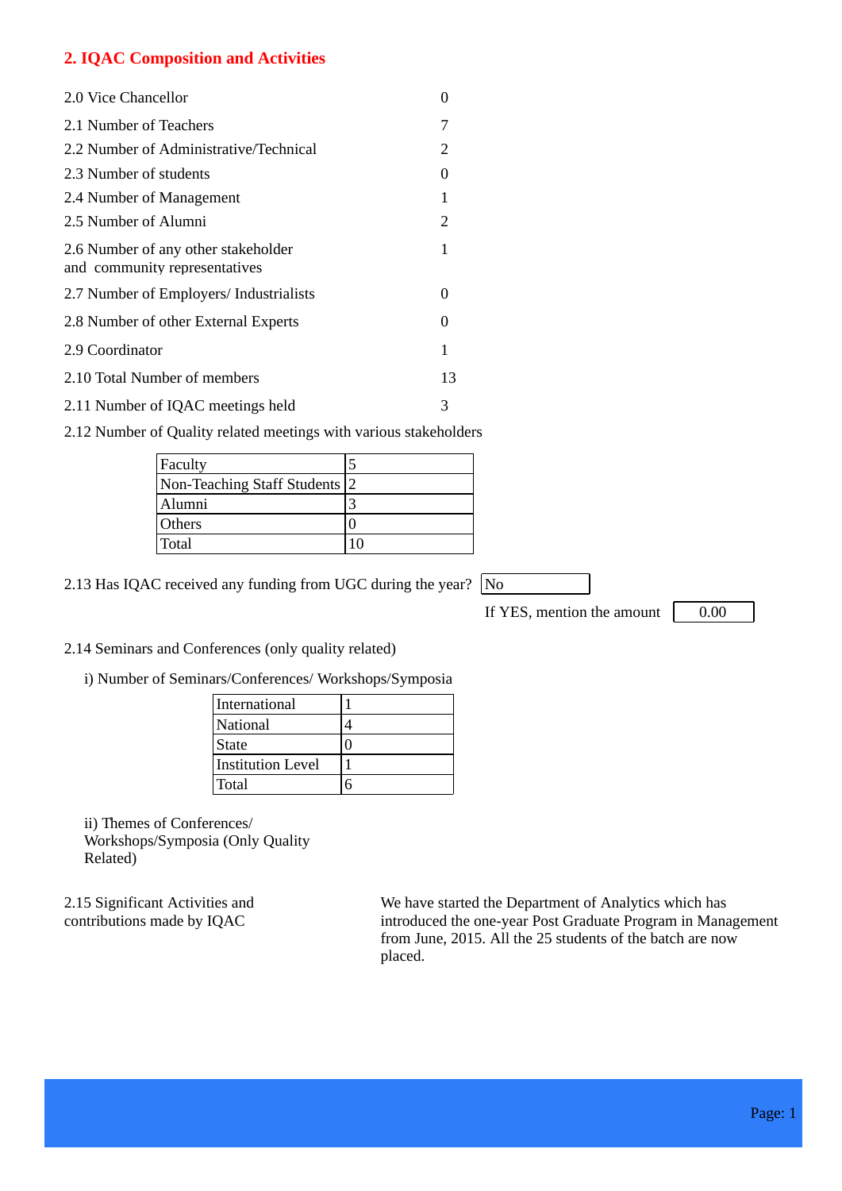## 2. IQAC Composition and Activities

| | |
|---|---|
| 2.0 Vice Chancellor | 0 |
| 2.1 Number of Teachers | 7 |
| 2.2 Number of Administrative/Technical | 2 |
| 2.3 Number of students | 0 |
| 2.4 Number of Management | 1 |
| 2.5 Number of Alumni | 2 |
| 2.6 Number of any other stakeholder and community representatives | 1 |
| 2.7 Number of Employers/ Industrialists | 0 |
| 2.8 Number of other External Experts | 0 |
| 2.9 Coordinator | 1 |
| 2.10 Total Number of members | 13 |
| 2.11 Number of IQAC meetings held | 3 |

2.12 Number of Quality related meetings with various stakeholders

| | |
|---|---|
| Faculty | 5 |
| Non-Teaching Staff Students | 2 |
| Alumni | 3 |
| Others | 0 |
| Total | 10 |

2.13 Has IQAC received any funding from UGC during the year? No

If YES, mention the amount 0.00

2.14 Seminars and Conferences (only quality related)

i) Number of Seminars/Conferences/ Workshops/Symposia

| | |
|---|---|
| International | 1 |
| National | 4 |
| State | 0 |
| Institution Level | 1 |
| Total | 6 |

ii) Themes of Conferences/ Workshops/Symposia (Only Quality Related)

2.15 Significant Activities and contributions made by IQAC

We have started the Department of Analytics which has introduced the one-year Post Graduate Program in Management from June, 2015. All the 25 students of the batch are now placed.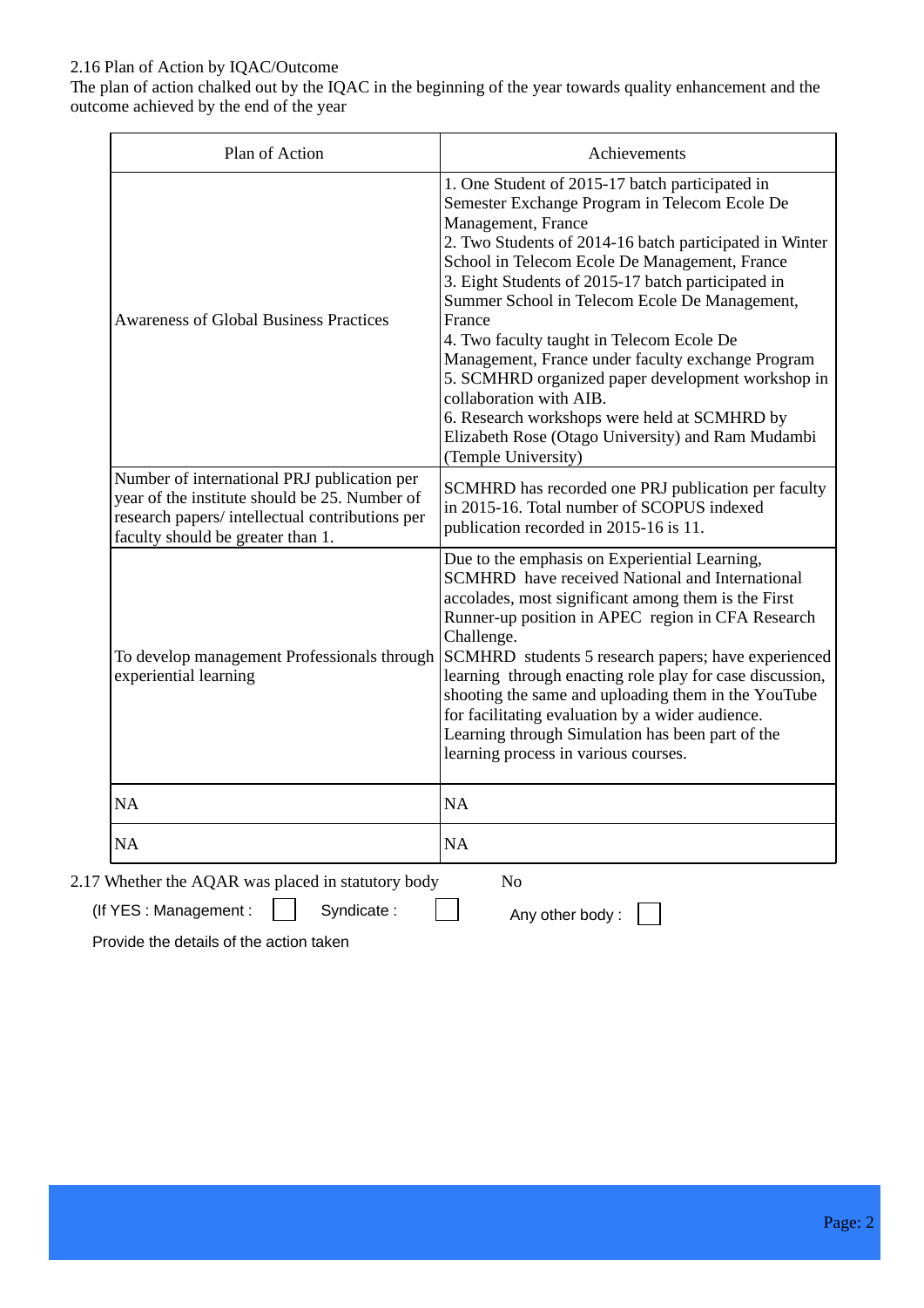2.16 Plan of Action by IQAC/Outcome

The plan of action chalked out by the IQAC in the beginning of the year towards quality enhancement and the outcome achieved by the end of the year

| Plan of Action | Achievements |
|---|---|
| Awareness of Global Business Practices | 1. One Student of 2015-17 batch participated in Semester Exchange Program in Telecom Ecole De Management, France<br>2. Two Students of 2014-16 batch participated in Winter School in Telecom Ecole De Management, France<br>3. Eight Students of 2015-17 batch participated in Summer School in Telecom Ecole De Management, France<br>4. Two faculty taught in Telecom Ecole De Management, France under faculty exchange Program<br>5. SCMHRD organized paper development workshop in collaboration with AIB.<br>6. Research workshops were held at SCMHRD by Elizabeth Rose (Otago University) and Ram Mudambi (Temple University) |
| Number of international PRJ publication per year of the institute should be 25. Number of research papers/ intellectual contributions per faculty should be greater than 1. | SCMHRD has recorded one PRJ publication per faculty in 2015-16. Total number of SCOPUS indexed publication recorded in 2015-16 is 11. |
| To develop management Professionals through experiential learning | Due to the emphasis on Experiential Learning, SCMHRD have received National and International accolades, most significant among them is the First Runner-up position in APEC region in CFA Research Challenge.<br>SCMHRD students 5 research papers; have experienced learning through enacting role play for case discussion, shooting the same and uploading them in the YouTube for facilitating evaluation by a wider audience.<br>Learning through Simulation has been part of the learning process in various courses. |
| NA | NA |
| NA | NA |

2.17 Whether the AQAR was placed in statutory body No

(If YES : Management : ☐ Syndicate : ☐ Any other body : ☐

Provide the details of the action taken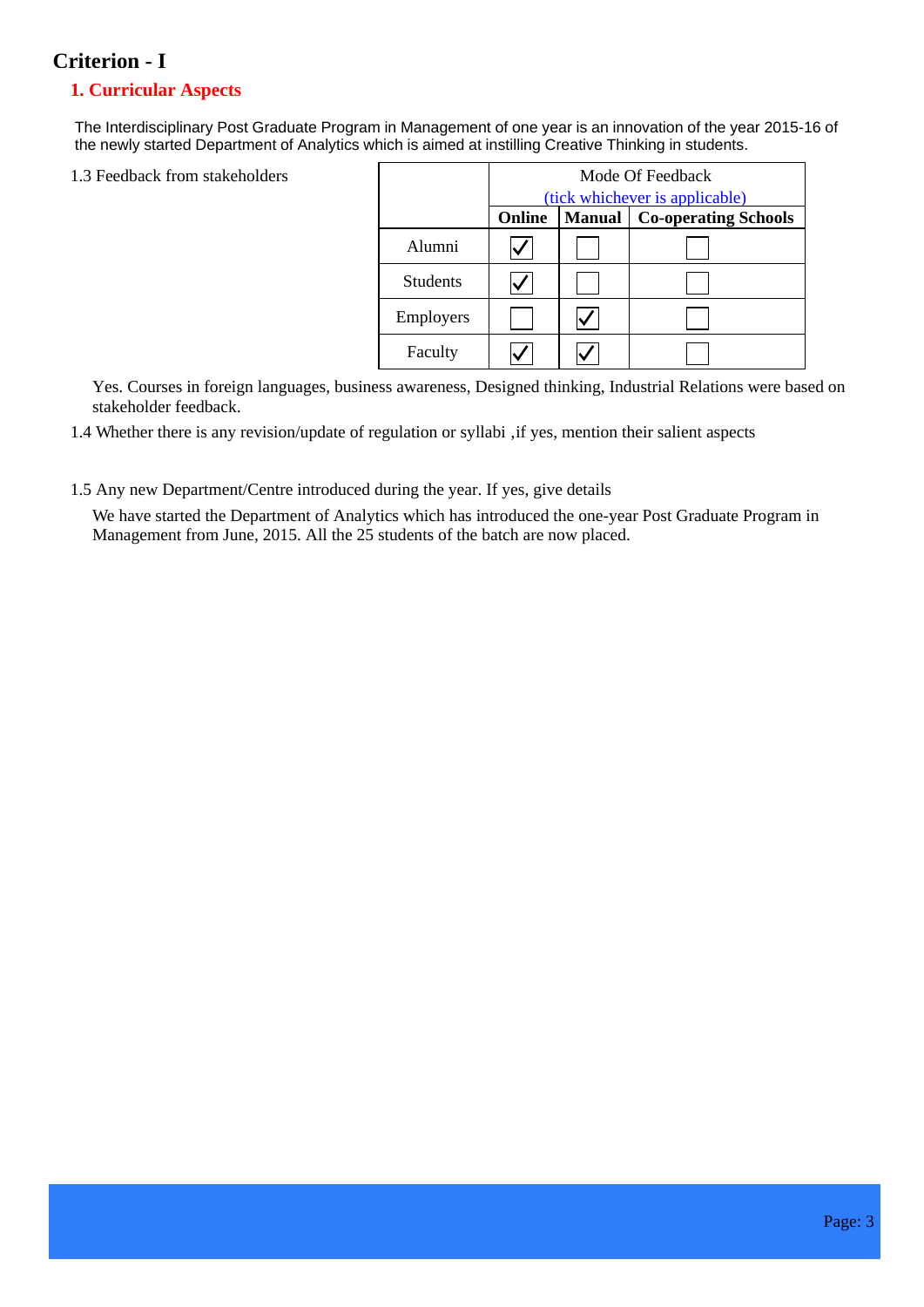# Criterion - I

## 1. Curricular Aspects

The Interdisciplinary Post Graduate Program in Management of one year is an innovation of the year 2015-16 of the newly started Department of Analytics which is aimed at instilling Creative Thinking in students.

1.3 Feedback from stakeholders

| | Mode Of Feedback (tick whichever is applicable) | | |
|---|---|---|---|
| | **Online** | **Manual** | **Co-operating Schools** |
| Alumni | ☑ | ☐ | ☐ |
| Students | ☑ | ☐ | ☐ |
| Employers | ☐ | ☑ | ☐ |
| Faculty | ☑ | ☑ | ☐ |

Yes. Courses in foreign languages, business awareness, Designed thinking, Industrial Relations were based on stakeholder feedback.

1.4 Whether there is any revision/update of regulation or syllabi ,if yes, mention their salient aspects

1.5 Any new Department/Centre introduced during the year. If yes, give details

We have started the Department of Analytics which has introduced the one-year Post Graduate Program in Management from June, 2015. All the 25 students of the batch are now placed.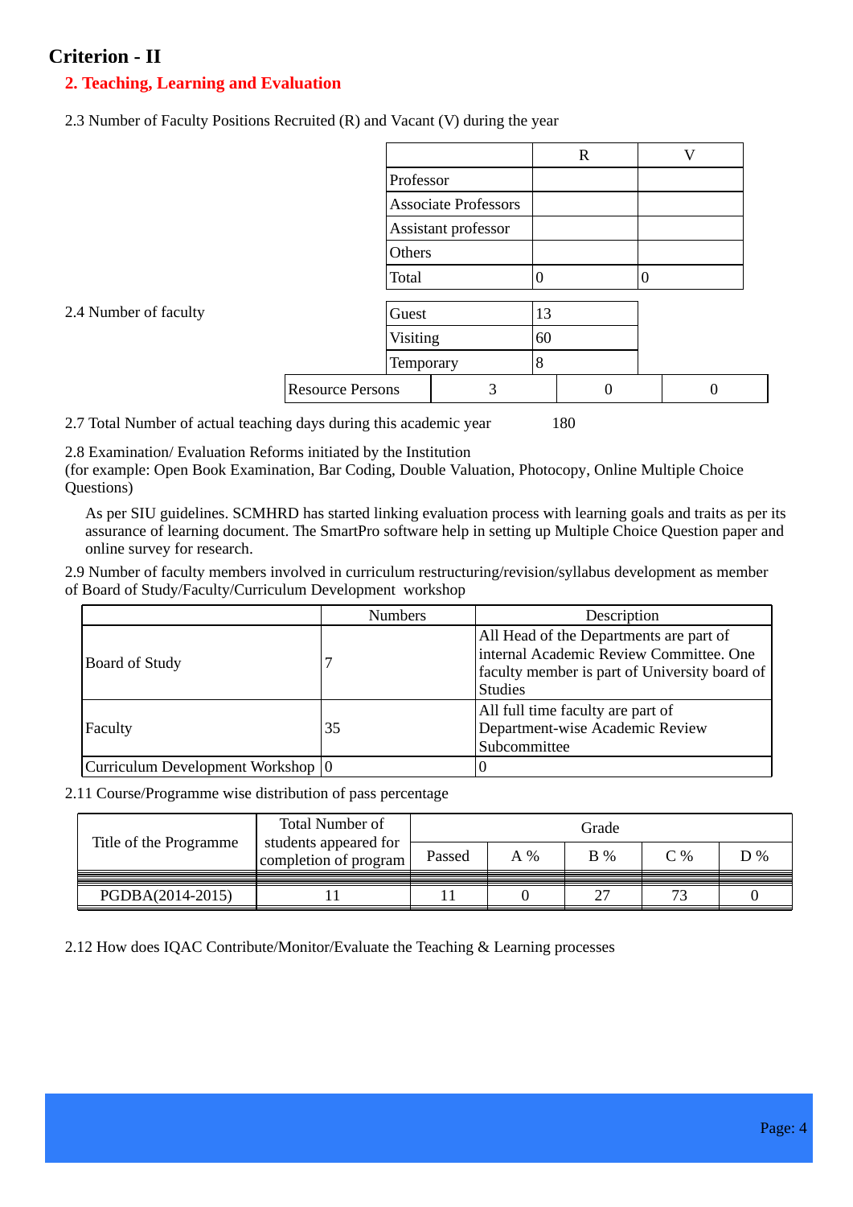# Criterion - II

## 2. Teaching, Learning and Evaluation

2.3 Number of Faculty Positions Recruited (R) and Vacant (V) during the year

| | R | V |
|---|---|---|
| Professor | | |
| Associate Professors | | |
| Assistant professor | | |
| Others | | |
| Total | 0 | 0 |

2.4 Number of faculty

| | |
|---|---|
| Guest | 13 |
| Visiting | 60 |
| Temporary | 8 |

| | | | |
|---|---|---|---|
| Resource Persons | 3 | 0 | 0 |

2.7 Total Number of actual teaching days during this academic year 180

2.8 Examination/ Evaluation Reforms initiated by the Institution
(for example: Open Book Examination, Bar Coding, Double Valuation, Photocopy, Online Multiple Choice Questions)

As per SIU guidelines. SCMHRD has started linking evaluation process with learning goals and traits as per its assurance of learning document. The SmartPro software help in setting up Multiple Choice Question paper and online survey for research.

2.9 Number of faculty members involved in curriculum restructuring/revision/syllabus development as member of Board of Study/Faculty/Curriculum Development workshop

| | Numbers | Description |
|---|---|---|
| Board of Study | 7 | All Head of the Departments are part of internal Academic Review Committee. One faculty member is part of University board of Studies |
| Faculty | 35 | All full time faculty are part of Department-wise Academic Review Subcommittee |
| Curriculum Development Workshop | 0 | 0 |

2.11 Course/Programme wise distribution of pass percentage

| Title of the Programme | Total Number of students appeared for completion of program | Grade | | | | |
|---|---|---|---|---|---|---|
| | | Passed | A % | B % | C % | D % |
| PGDBA(2014-2015) | 11 | 11 | 0 | 27 | 73 | 0 |

2.12 How does IQAC Contribute/Monitor/Evaluate the Teaching & Learning processes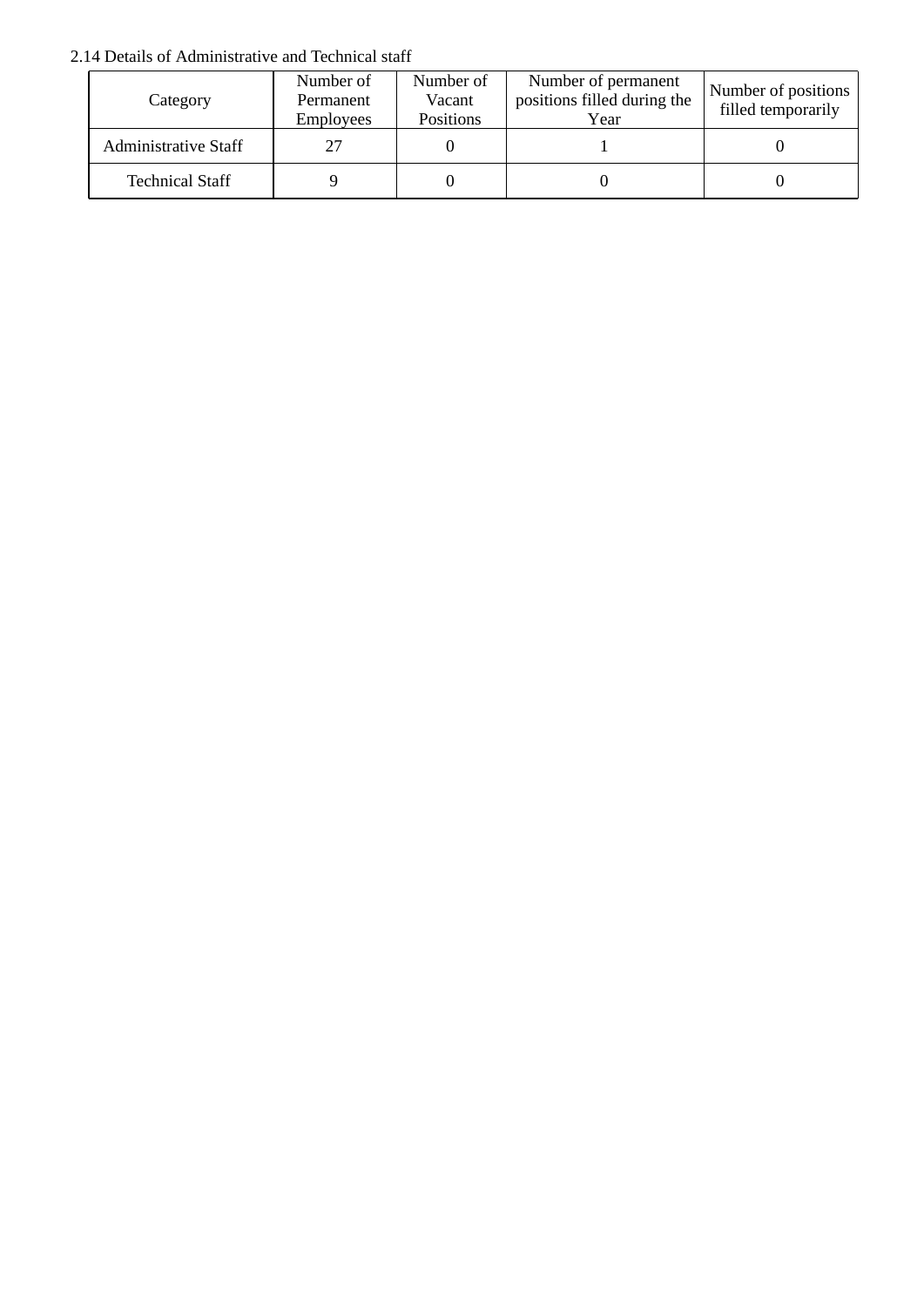2.14 Details of Administrative and Technical staff

| Category | Number of Permanent Employees | Number of Vacant Positions | Number of permanent positions filled during the Year | Number of positions filled temporarily |
|---|---|---|---|---|
| Administrative Staff | 27 | 0 | 1 | 0 |
| Technical Staff | 9 | 0 | 0 | 0 |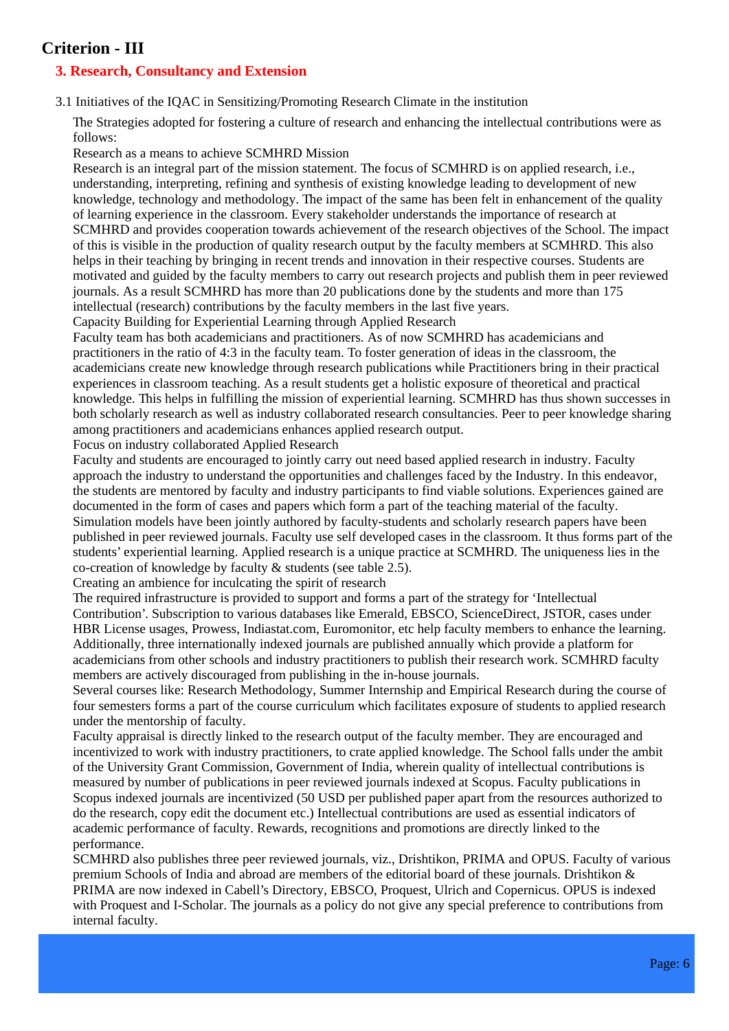# Criterion - III

## 3. Research, Consultancy and Extension

3.1 Initiatives of the IQAC in Sensitizing/Promoting Research Climate in the institution

The Strategies adopted for fostering a culture of research and enhancing the intellectual contributions were as follows:

Research as a means to achieve SCMHRD Mission

Research is an integral part of the mission statement. The focus of SCMHRD is on applied research, i.e., understanding, interpreting, refining and synthesis of existing knowledge leading to development of new knowledge, technology and methodology. The impact of the same has been felt in enhancement of the quality of learning experience in the classroom. Every stakeholder understands the importance of research at SCMHRD and provides cooperation towards achievement of the research objectives of the School. The impact of this is visible in the production of quality research output by the faculty members at SCMHRD. This also helps in their teaching by bringing in recent trends and innovation in their respective courses. Students are motivated and guided by the faculty members to carry out research projects and publish them in peer reviewed journals. As a result SCMHRD has more than 20 publications done by the students and more than 175 intellectual (research) contributions by the faculty members in the last five years.

Capacity Building for Experiential Learning through Applied Research

Faculty team has both academicians and practitioners. As of now SCMHRD has academicians and practitioners in the ratio of 4:3 in the faculty team. To foster generation of ideas in the classroom, the academicians create new knowledge through research publications while Practitioners bring in their practical experiences in classroom teaching. As a result students get a holistic exposure of theoretical and practical knowledge. This helps in fulfilling the mission of experiential learning. SCMHRD has thus shown successes in both scholarly research as well as industry collaborated research consultancies. Peer to peer knowledge sharing among practitioners and academicians enhances applied research output.

Focus on industry collaborated Applied Research

Faculty and students are encouraged to jointly carry out need based applied research in industry. Faculty approach the industry to understand the opportunities and challenges faced by the Industry. In this endeavor, the students are mentored by faculty and industry participants to find viable solutions. Experiences gained are documented in the form of cases and papers which form a part of the teaching material of the faculty. Simulation models have been jointly authored by faculty-students and scholarly research papers have been published in peer reviewed journals. Faculty use self developed cases in the classroom. It thus forms part of the students' experiential learning. Applied research is a unique practice at SCMHRD. The uniqueness lies in the co-creation of knowledge by faculty & students (see table 2.5).

Creating an ambience for inculcating the spirit of research

The required infrastructure is provided to support and forms a part of the strategy for 'Intellectual Contribution'. Subscription to various databases like Emerald, EBSCO, ScienceDirect, JSTOR, cases under HBR License usages, Prowess, Indiastat.com, Euromonitor, etc help faculty members to enhance the learning. Additionally, three internationally indexed journals are published annually which provide a platform for academicians from other schools and industry practitioners to publish their research work. SCMHRD faculty members are actively discouraged from publishing in the in-house journals.

Several courses like: Research Methodology, Summer Internship and Empirical Research during the course of four semesters forms a part of the course curriculum which facilitates exposure of students to applied research under the mentorship of faculty.

Faculty appraisal is directly linked to the research output of the faculty member. They are encouraged and incentivized to work with industry practitioners, to crate applied knowledge. The School falls under the ambit of the University Grant Commission, Government of India, wherein quality of intellectual contributions is measured by number of publications in peer reviewed journals indexed at Scopus. Faculty publications in Scopus indexed journals are incentivized (50 USD per published paper apart from the resources authorized to do the research, copy edit the document etc.) Intellectual contributions are used as essential indicators of academic performance of faculty. Rewards, recognitions and promotions are directly linked to the performance.

SCMHRD also publishes three peer reviewed journals, viz., Drishtikon, PRIMA and OPUS. Faculty of various premium Schools of India and abroad are members of the editorial board of these journals. Drishtikon & PRIMA are now indexed in Cabell's Directory, EBSCO, Proquest, Ulrich and Copernicus. OPUS is indexed with Proquest and I-Scholar. The journals as a policy do not give any special preference to contributions from internal faculty.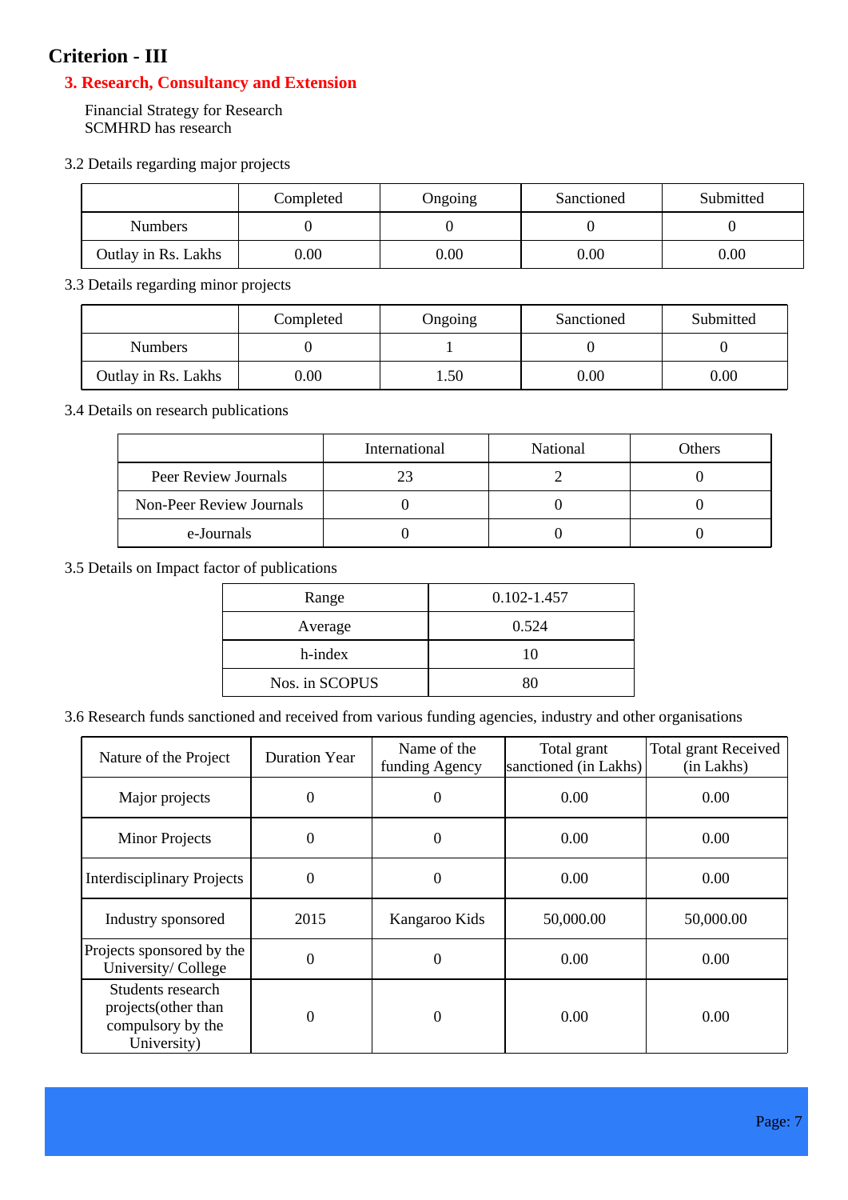# Criterion - III

## 3. Research, Consultancy and Extension

Financial Strategy for Research
SCMHRD has research

3.2 Details regarding major projects

| | Completed | Ongoing | Sanctioned | Submitted |
|---|---|---|---|---|
| Numbers | 0 | 0 | 0 | 0 |
| Outlay in Rs. Lakhs | 0.00 | 0.00 | 0.00 | 0.00 |

3.3 Details regarding minor projects

| | Completed | Ongoing | Sanctioned | Submitted |
|---|---|---|---|---|
| Numbers | 0 | 1 | 0 | 0 |
| Outlay in Rs. Lakhs | 0.00 | 1.50 | 0.00 | 0.00 |

3.4 Details on research publications

| | International | National | Others |
|---|---|---|---|
| Peer Review Journals | 23 | 2 | 0 |
| Non-Peer Review Journals | 0 | 0 | 0 |
| e-Journals | 0 | 0 | 0 |

3.5 Details on Impact factor of publications

| Range | 0.102-1.457 |
|---|---|
| Average | 0.524 |
| h-index | 10 |
| Nos. in SCOPUS | 80 |

3.6 Research funds sanctioned and received from various funding agencies, industry and other organisations

| Nature of the Project | Duration Year | Name of the funding Agency | Total grant sanctioned (in Lakhs) | Total grant Received (in Lakhs) |
|---|---|---|---|---|
| Major projects | 0 | 0 | 0.00 | 0.00 |
| Minor Projects | 0 | 0 | 0.00 | 0.00 |
| Interdisciplinary Projects | 0 | 0 | 0.00 | 0.00 |
| Industry sponsored | 2015 | Kangaroo Kids | 50,000.00 | 50,000.00 |
| Projects sponsored by the University/ College | 0 | 0 | 0.00 | 0.00 |
| Students research projects(other than compulsory by the University) | 0 | 0 | 0.00 | 0.00 |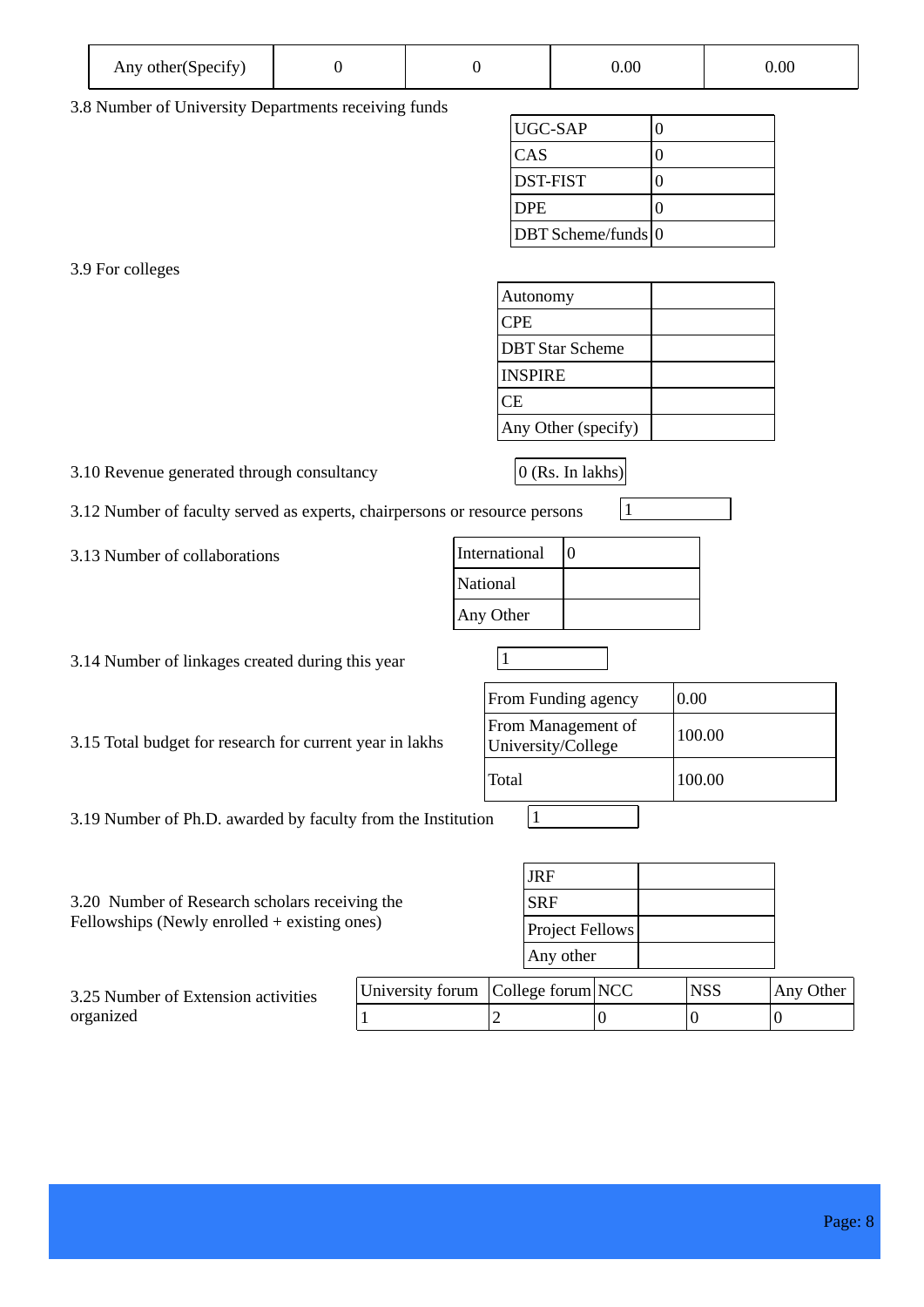| Any other(Specify) | 0 | 0 | 0.00 | 0.00 |
|---|---|---|---|---|

3.8 Number of University Departments receiving funds

| UGC-SAP | 0 |
|---|---|
| CAS | 0 |
| DST-FIST | 0 |
| DPE | 0 |
| DBT Scheme/funds | 0 |

3.9 For colleges

| Autonomy | |
|---|---|
| CPE | |
| DBT Star Scheme | |
| INSPIRE | |
| CE | |
| Any Other (specify) | |

3.10 Revenue generated through consultancy: 0 (Rs. In lakhs)

3.12 Number of faculty served as experts, chairpersons or resource persons: 1

3.13 Number of collaborations

| International | 0 |
|---|---|
| National | |
| Any Other | |

3.14 Number of linkages created during this year: 1

3.15 Total budget for research for current year in lakhs

| From Funding agency | 0.00 |
|---|---|
| From Management of University/College | 100.00 |
| Total | 100.00 |

3.19 Number of Ph.D. awarded by faculty from the Institution: 1

3.20 Number of Research scholars receiving the Fellowships (Newly enrolled + existing ones)

| JRF | |
|---|---|
| SRF | |
| Project Fellows | |
| Any other | |

3.25 Number of Extension activities organized

| University forum | College forum | NCC | NSS | Any Other |
|---|---|---|---|---|
| 1 | 2 | 0 | 0 | 0 |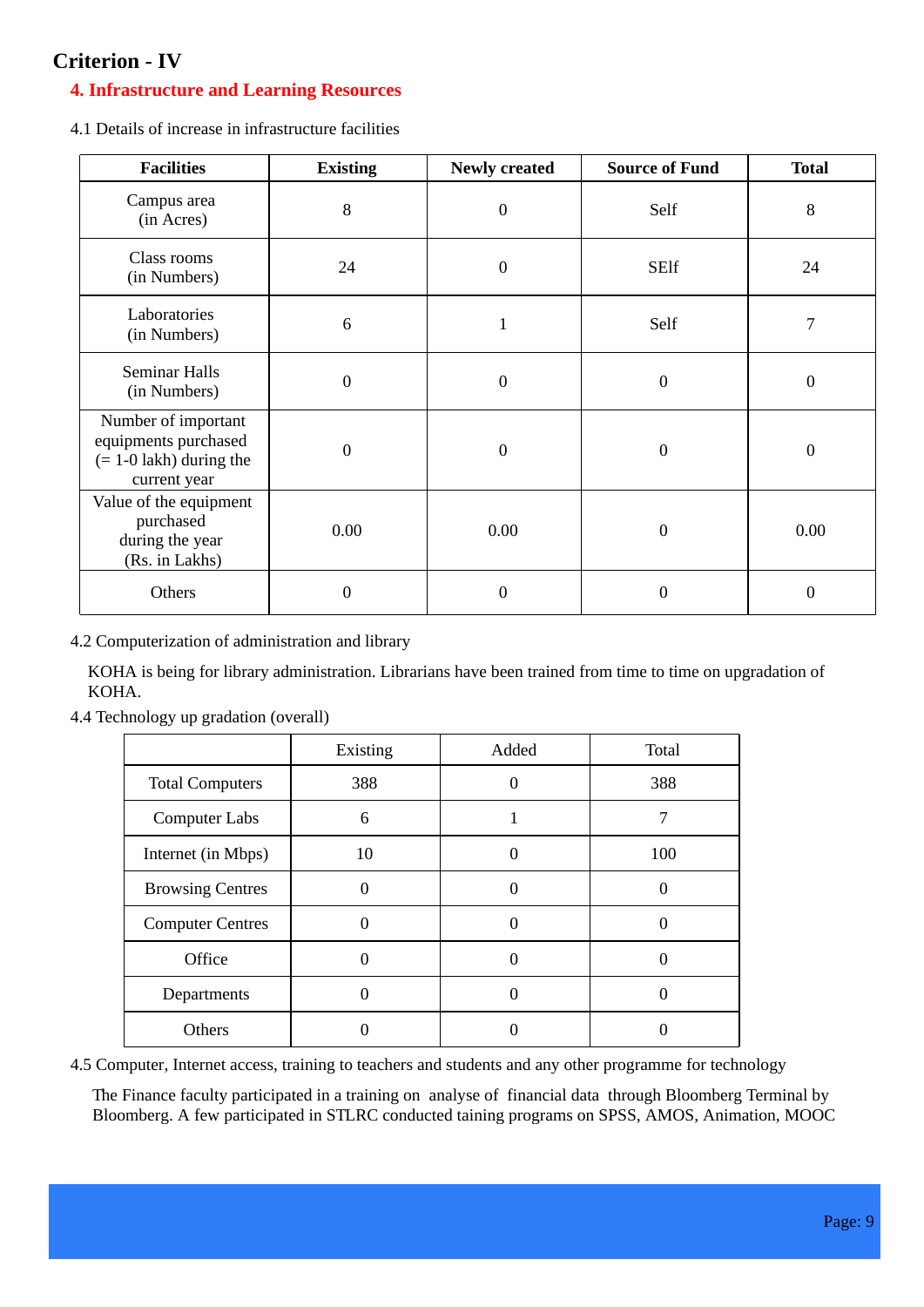## Criterion - IV

### 4. Infrastructure and Learning Resources

4.1 Details of increase in infrastructure facilities

| Facilities | Existing | Newly created | Source of Fund | Total |
|---|---|---|---|---|
| Campus area (in Acres) | 8 | 0 | Self | 8 |
| Class rooms (in Numbers) | 24 | 0 | SElf | 24 |
| Laboratories (in Numbers) | 6 | 1 | Self | 7 |
| Seminar Halls (in Numbers) | 0 | 0 | 0 | 0 |
| Number of important equipments purchased (= 1-0 lakh) during the current year | 0 | 0 | 0 | 0 |
| Value of the equipment purchased during the year (Rs. in Lakhs) | 0.00 | 0.00 | 0 | 0.00 |
| Others | 0 | 0 | 0 | 0 |

4.2 Computerization of administration and library

KOHA is being for library administration. Librarians have been trained from time to time on upgradation of KOHA.

4.4 Technology up gradation (overall)

| | Existing | Added | Total |
|---|---|---|---|
| Total Computers | 388 | 0 | 388 |
| Computer Labs | 6 | 1 | 7 |
| Internet (in Mbps) | 10 | 0 | 100 |
| Browsing Centres | 0 | 0 | 0 |
| Computer Centres | 0 | 0 | 0 |
| Office | 0 | 0 | 0 |
| Departments | 0 | 0 | 0 |
| Others | 0 | 0 | 0 |

4.5 Computer, Internet access, training to teachers and students and any other programme for technology

The Finance faculty participated in a training on analyse of financial data through Bloomberg Terminal by Bloomberg. A few participated in STLRC conducted taining programs on SPSS, AMOS, Animation, MOOC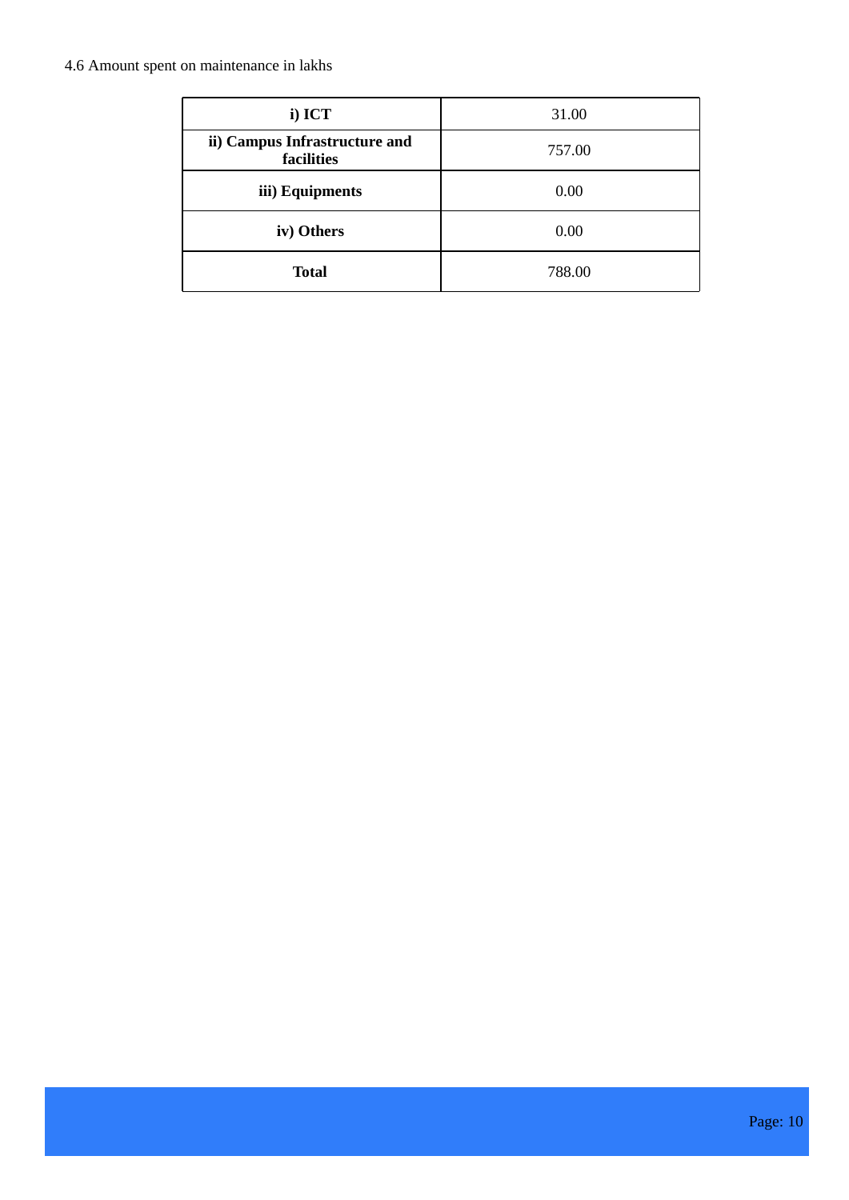4.6 Amount spent on maintenance in lakhs

| | |
|---|---|
| **i) ICT** | 31.00 |
| **ii) Campus Infrastructure and facilities** | 757.00 |
| **iii) Equipments** | 0.00 |
| **iv) Others** | 0.00 |
| **Total** | 788.00 |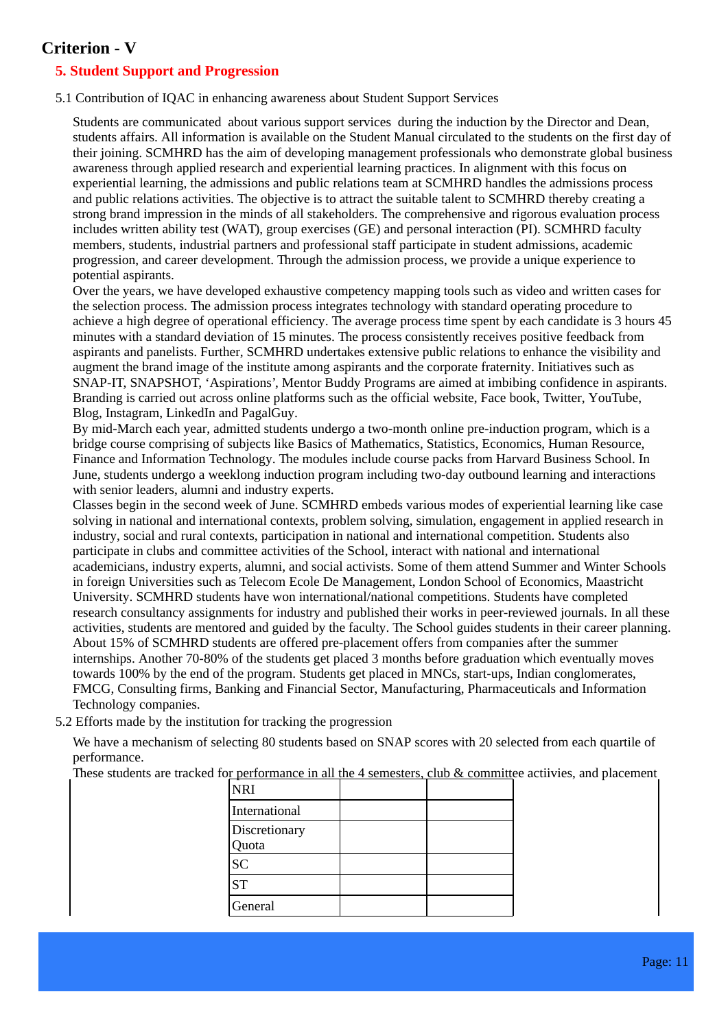## Criterion - V

### 5. Student Support and Progression

5.1 Contribution of IQAC in enhancing awareness about Student Support Services

Students are communicated about various support services during the induction by the Director and Dean, students affairs. All information is available on the Student Manual circulated to the students on the first day of their joining. SCMHRD has the aim of developing management professionals who demonstrate global business awareness through applied research and experiential learning practices. In alignment with this focus on experiential learning, the admissions and public relations team at SCMHRD handles the admissions process and public relations activities. The objective is to attract the suitable talent to SCMHRD thereby creating a strong brand impression in the minds of all stakeholders. The comprehensive and rigorous evaluation process includes written ability test (WAT), group exercises (GE) and personal interaction (PI). SCMHRD faculty members, students, industrial partners and professional staff participate in student admissions, academic progression, and career development. Through the admission process, we provide a unique experience to potential aspirants.
Over the years, we have developed exhaustive competency mapping tools such as video and written cases for the selection process. The admission process integrates technology with standard operating procedure to achieve a high degree of operational efficiency. The average process time spent by each candidate is 3 hours 45 minutes with a standard deviation of 15 minutes. The process consistently receives positive feedback from aspirants and panelists. Further, SCMHRD undertakes extensive public relations to enhance the visibility and augment the brand image of the institute among aspirants and the corporate fraternity. Initiatives such as SNAP-IT, SNAPSHOT, 'Aspirations', Mentor Buddy Programs are aimed at imbibing confidence in aspirants. Branding is carried out across online platforms such as the official website, Face book, Twitter, YouTube, Blog, Instagram, LinkedIn and PagalGuy.
By mid-March each year, admitted students undergo a two-month online pre-induction program, which is a bridge course comprising of subjects like Basics of Mathematics, Statistics, Economics, Human Resource, Finance and Information Technology. The modules include course packs from Harvard Business School. In June, students undergo a weeklong induction program including two-day outbound learning and interactions with senior leaders, alumni and industry experts.
Classes begin in the second week of June. SCMHRD embeds various modes of experiential learning like case solving in national and international contexts, problem solving, simulation, engagement in applied research in industry, social and rural contexts, participation in national and international competition. Students also participate in clubs and committee activities of the School, interact with national and international academicians, industry experts, alumni, and social activists. Some of them attend Summer and Winter Schools in foreign Universities such as Telecom Ecole De Management, London School of Economics, Maastricht University. SCMHRD students have won international/national competitions. Students have completed research consultancy assignments for industry and published their works in peer-reviewed journals. In all these activities, students are mentored and guided by the faculty. The School guides students in their career planning. About 15% of SCMHRD students are offered pre-placement offers from companies after the summer internships. Another 70-80% of the students get placed 3 months before graduation which eventually moves towards 100% by the end of the program. Students get placed in MNCs, start-ups, Indian conglomerates, FMCG, Consulting firms, Banking and Financial Sector, Manufacturing, Pharmaceuticals and Information Technology companies.

5.2 Efforts made by the institution for tracking the progression

We have a mechanism of selecting 80 students based on SNAP scores with 20 selected from each quartile of performance.
These students are tracked for performance in all the 4 semesters, club & committee actiivies, and placement

| | | |
|---|---|---|
| NRI | | |
| International | | |
| Discretionary Quota | | |
| SC | | |
| ST | | |
| General | | |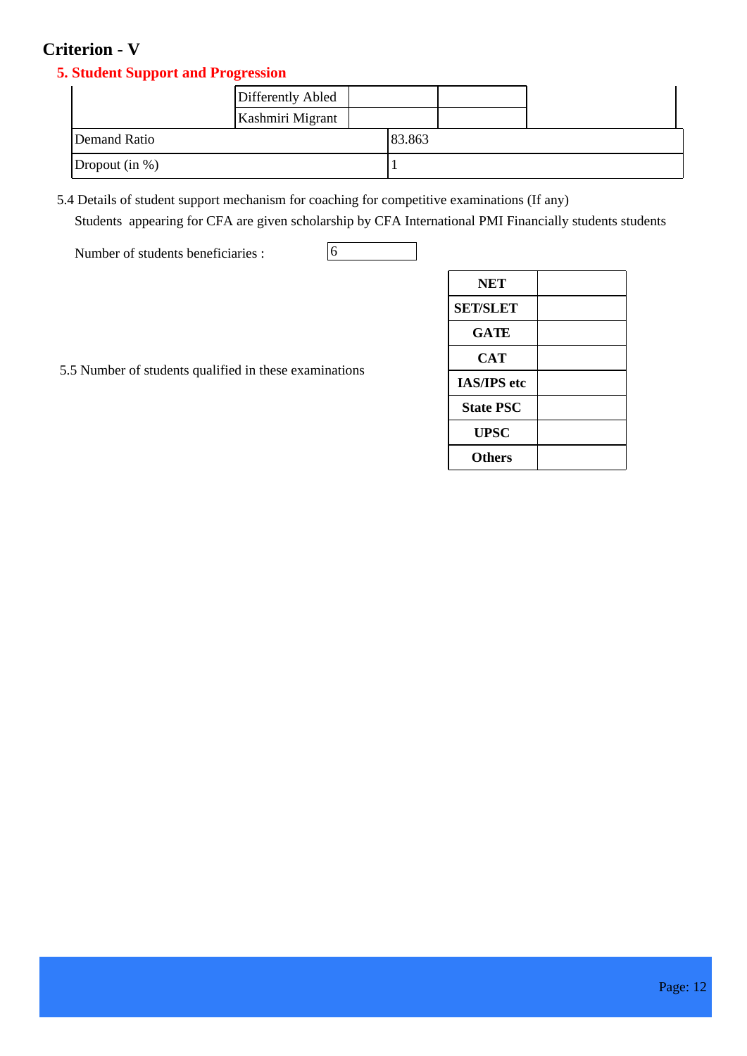## Criterion - V

### 5. Student Support and Progression

| | | | | |
|---|---|---|---|---|
| | Differently Abled | | | |
| | Kashmiri Migrant | | | |

| | |
|---|---|
| Demand Ratio | 83.863 |
| Dropout (in %) | 1 |

5.4 Details of student support mechanism for coaching for competitive examinations (If any)

Students appearing for CFA are given scholarship by CFA International PMI Financially students students

Number of students beneficiaries : 6

5.5 Number of students qualified in these examinations

| | |
|---|---|
| **NET** | |
| **SET/SLET** | |
| **GATE** | |
| **CAT** | |
| **IAS/IPS etc** | |
| **State PSC** | |
| **UPSC** | |
| **Others** | |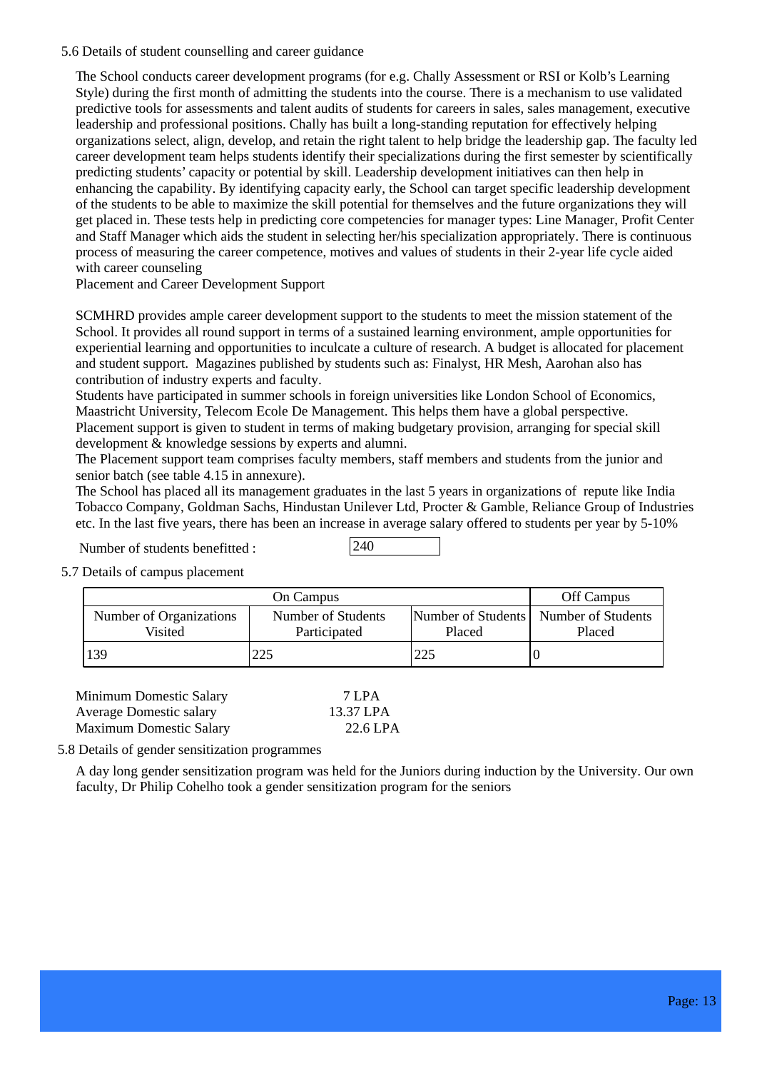5.6 Details of student counselling and career guidance

The School conducts career development programs (for e.g. Chally Assessment or RSI or Kolb's Learning Style) during the first month of admitting the students into the course. There is a mechanism to use validated predictive tools for assessments and talent audits of students for careers in sales, sales management, executive leadership and professional positions. Chally has built a long-standing reputation for effectively helping organizations select, align, develop, and retain the right talent to help bridge the leadership gap. The faculty led career development team helps students identify their specializations during the first semester by scientifically predicting students' capacity or potential by skill. Leadership development initiatives can then help in enhancing the capability. By identifying capacity early, the School can target specific leadership development of the students to be able to maximize the skill potential for themselves and the future organizations they will get placed in. These tests help in predicting core competencies for manager types: Line Manager, Profit Center and Staff Manager which aids the student in selecting her/his specialization appropriately. There is continuous process of measuring the career competence, motives and values of students in their 2-year life cycle aided with career counseling
Placement and Career Development Support

SCMHRD provides ample career development support to the students to meet the mission statement of the School. It provides all round support in terms of a sustained learning environment, ample opportunities for experiential learning and opportunities to inculcate a culture of research. A budget is allocated for placement and student support. Magazines published by students such as: Finalyst, HR Mesh, Aarohan also has contribution of industry experts and faculty.
Students have participated in summer schools in foreign universities like London School of Economics, Maastricht University, Telecom Ecole De Management. This helps them have a global perspective.
Placement support is given to student in terms of making budgetary provision, arranging for special skill development & knowledge sessions by experts and alumni.
The Placement support team comprises faculty members, staff members and students from the junior and senior batch (see table 4.15 in annexure).
The School has placed all its management graduates in the last 5 years in organizations of repute like India Tobacco Company, Goldman Sachs, Hindustan Unilever Ltd, Procter & Gamble, Reliance Group of Industries etc. In the last five years, there has been an increase in average salary offered to students per year by 5-10%

Number of students benefitted : 240

5.7 Details of campus placement

| On Campus | | | Off Campus |
|---|---|---|---|
| Number of Organizations Visited | Number of Students Participated | Number of Students Placed | Number of Students Placed |
| 139 | 225 | 225 | 0 |

| | |
|---|---|
| Minimum Domestic Salary | 7 LPA |
| Average Domestic salary | 13.37 LPA |
| Maximum Domestic Salary | 22.6 LPA |

5.8 Details of gender sensitization programmes

A day long gender sensitization program was held for the Juniors during induction by the University. Our own faculty, Dr Philip Cohelho took a gender sensitization program for the seniors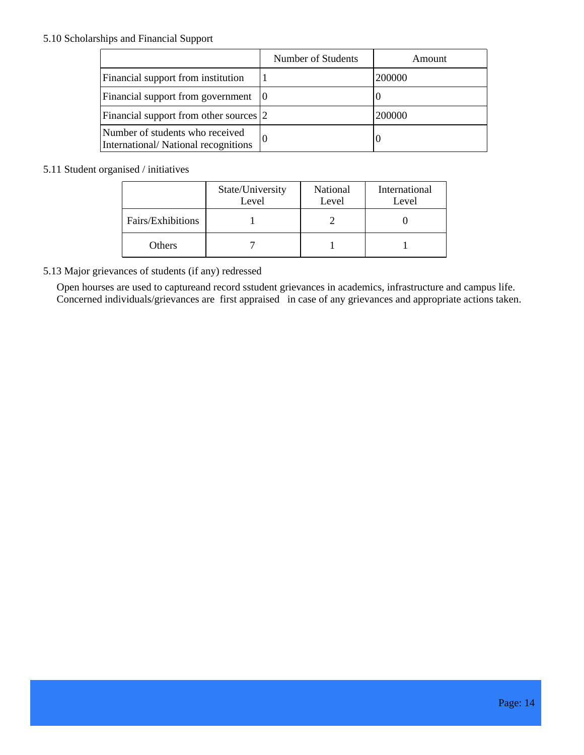5.10 Scholarships and Financial Support

| | Number of Students | Amount |
|---|---|---|
| Financial support from institution | 1 | 200000 |
| Financial support from government | 0 | 0 |
| Financial support from other sources | 2 | 200000 |
| Number of students who received International/ National recognitions | 0 | 0 |

5.11 Student organised / initiatives

| | State/University Level | National Level | International Level |
|---|---|---|---|
| Fairs/Exhibitions | 1 | 2 | 0 |
| Others | 7 | 1 | 1 |

5.13 Major grievances of students (if any) redressed

Open hourses are used to captureand record sstudent grievances in academics, infrastructure and campus life. Concerned individuals/grievances are first appraised in case of any grievances and appropriate actions taken.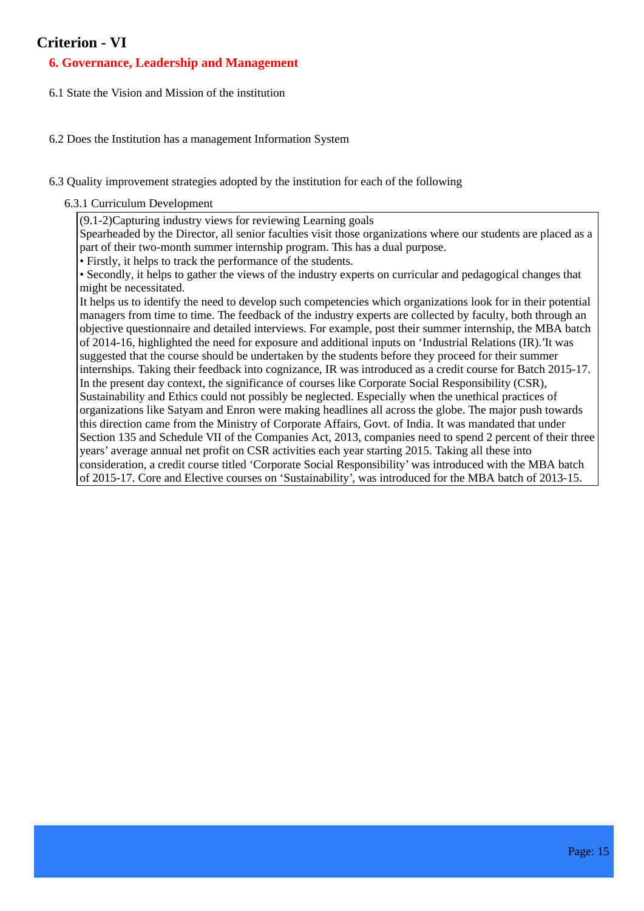## Criterion - VI

### 6. Governance, Leadership and Management

6.1 State the Vision and Mission of the institution

6.2 Does the Institution has a management Information System

6.3 Quality improvement strategies adopted by the institution for each of the following

6.3.1 Curriculum Development

(9.1-2)Capturing industry views for reviewing Learning goals
Spearheaded by the Director, all senior faculties visit those organizations where our students are placed as a part of their two-month summer internship program. This has a dual purpose.
• Firstly, it helps to track the performance of the students.
• Secondly, it helps to gather the views of the industry experts on curricular and pedagogical changes that might be necessitated.
It helps us to identify the need to develop such competencies which organizations look for in their potential managers from time to time. The feedback of the industry experts are collected by faculty, both through an objective questionnaire and detailed interviews. For example, post their summer internship, the MBA batch of 2014-16, highlighted the need for exposure and additional inputs on 'Industrial Relations (IR).'It was suggested that the course should be undertaken by the students before they proceed for their summer internships. Taking their feedback into cognizance, IR was introduced as a credit course for Batch 2015-17.
In the present day context, the significance of courses like Corporate Social Responsibility (CSR), Sustainability and Ethics could not possibly be neglected. Especially when the unethical practices of organizations like Satyam and Enron were making headlines all across the globe. The major push towards this direction came from the Ministry of Corporate Affairs, Govt. of India. It was mandated that under Section 135 and Schedule VII of the Companies Act, 2013, companies need to spend 2 percent of their three years' average annual net profit on CSR activities each year starting 2015. Taking all these into consideration, a credit course titled 'Corporate Social Responsibility' was introduced with the MBA batch of 2015-17. Core and Elective courses on 'Sustainability', was introduced for the MBA batch of 2013-15.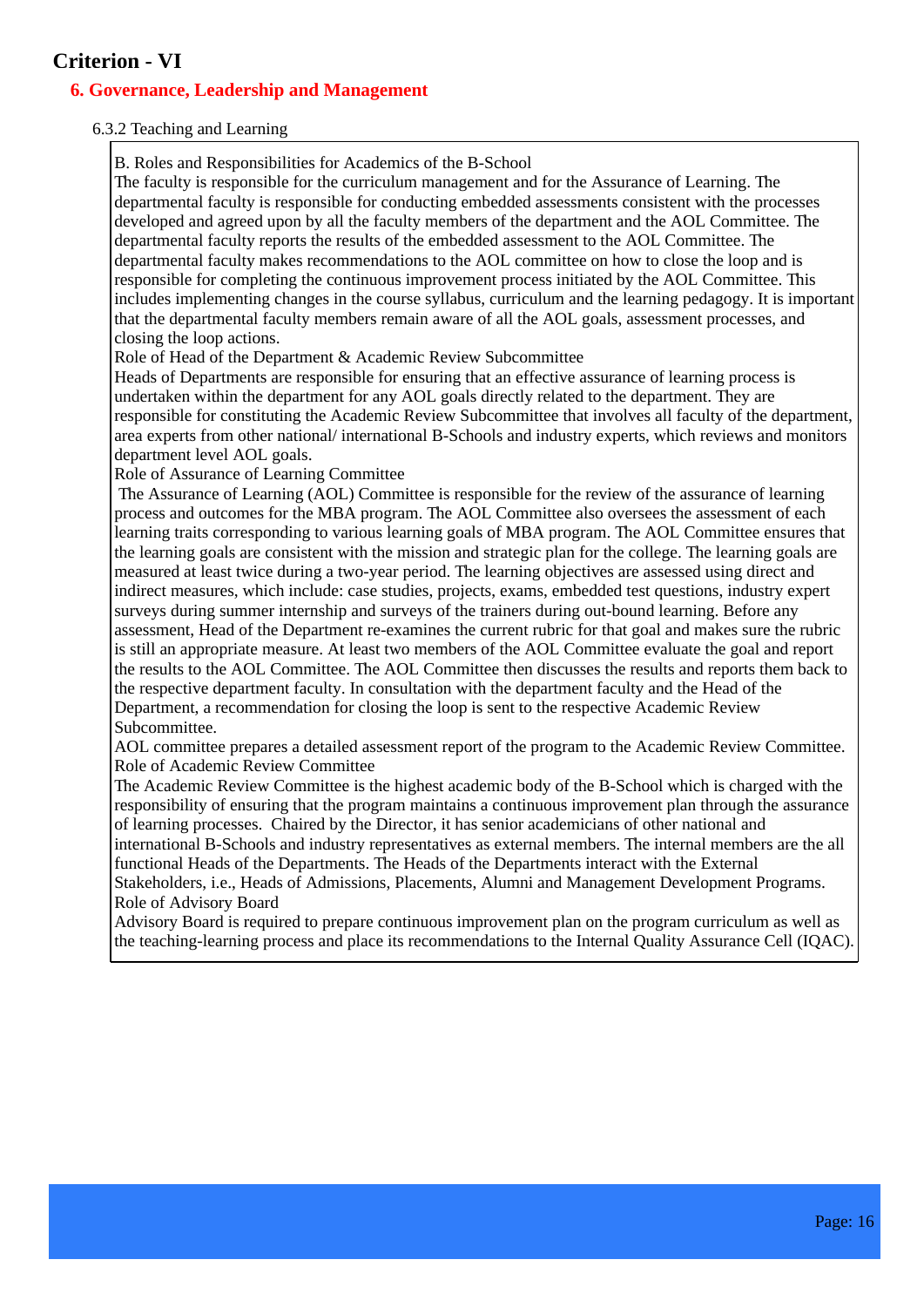## Criterion - VI

### 6. Governance, Leadership and Management

6.3.2 Teaching and Learning

B. Roles and Responsibilities for Academics of the B-School
The faculty is responsible for the curriculum management and for the Assurance of Learning. The departmental faculty is responsible for conducting embedded assessments consistent with the processes developed and agreed upon by all the faculty members of the department and the AOL Committee. The departmental faculty reports the results of the embedded assessment to the AOL Committee. The departmental faculty makes recommendations to the AOL committee on how to close the loop and is responsible for completing the continuous improvement process initiated by the AOL Committee. This includes implementing changes in the course syllabus, curriculum and the learning pedagogy. It is important that the departmental faculty members remain aware of all the AOL goals, assessment processes, and closing the loop actions.

Role of Head of the Department & Academic Review Subcommittee
Heads of Departments are responsible for ensuring that an effective assurance of learning process is undertaken within the department for any AOL goals directly related to the department. They are responsible for constituting the Academic Review Subcommittee that involves all faculty of the department, area experts from other national/ international B-Schools and industry experts, which reviews and monitors department level AOL goals.

Role of Assurance of Learning Committee
The Assurance of Learning (AOL) Committee is responsible for the review of the assurance of learning process and outcomes for the MBA program. The AOL Committee also oversees the assessment of each learning traits corresponding to various learning goals of MBA program. The AOL Committee ensures that the learning goals are consistent with the mission and strategic plan for the college. The learning goals are measured at least twice during a two-year period. The learning objectives are assessed using direct and indirect measures, which include: case studies, projects, exams, embedded test questions, industry expert surveys during summer internship and surveys of the trainers during out-bound learning. Before any assessment, Head of the Department re-examines the current rubric for that goal and makes sure the rubric is still an appropriate measure. At least two members of the AOL Committee evaluate the goal and report the results to the AOL Committee. The AOL Committee then discusses the results and reports them back to the respective department faculty. In consultation with the department faculty and the Head of the Department, a recommendation for closing the loop is sent to the respective Academic Review Subcommittee.

AOL committee prepares a detailed assessment report of the program to the Academic Review Committee.

Role of Academic Review Committee
The Academic Review Committee is the highest academic body of the B-School which is charged with the responsibility of ensuring that the program maintains a continuous improvement plan through the assurance of learning processes. Chaired by the Director, it has senior academicians of other national and international B-Schools and industry representatives as external members. The internal members are the all functional Heads of the Departments. The Heads of the Departments interact with the External Stakeholders, i.e., Heads of Admissions, Placements, Alumni and Management Development Programs.

Role of Advisory Board
Advisory Board is required to prepare continuous improvement plan on the program curriculum as well as the teaching-learning process and place its recommendations to the Internal Quality Assurance Cell (IQAC).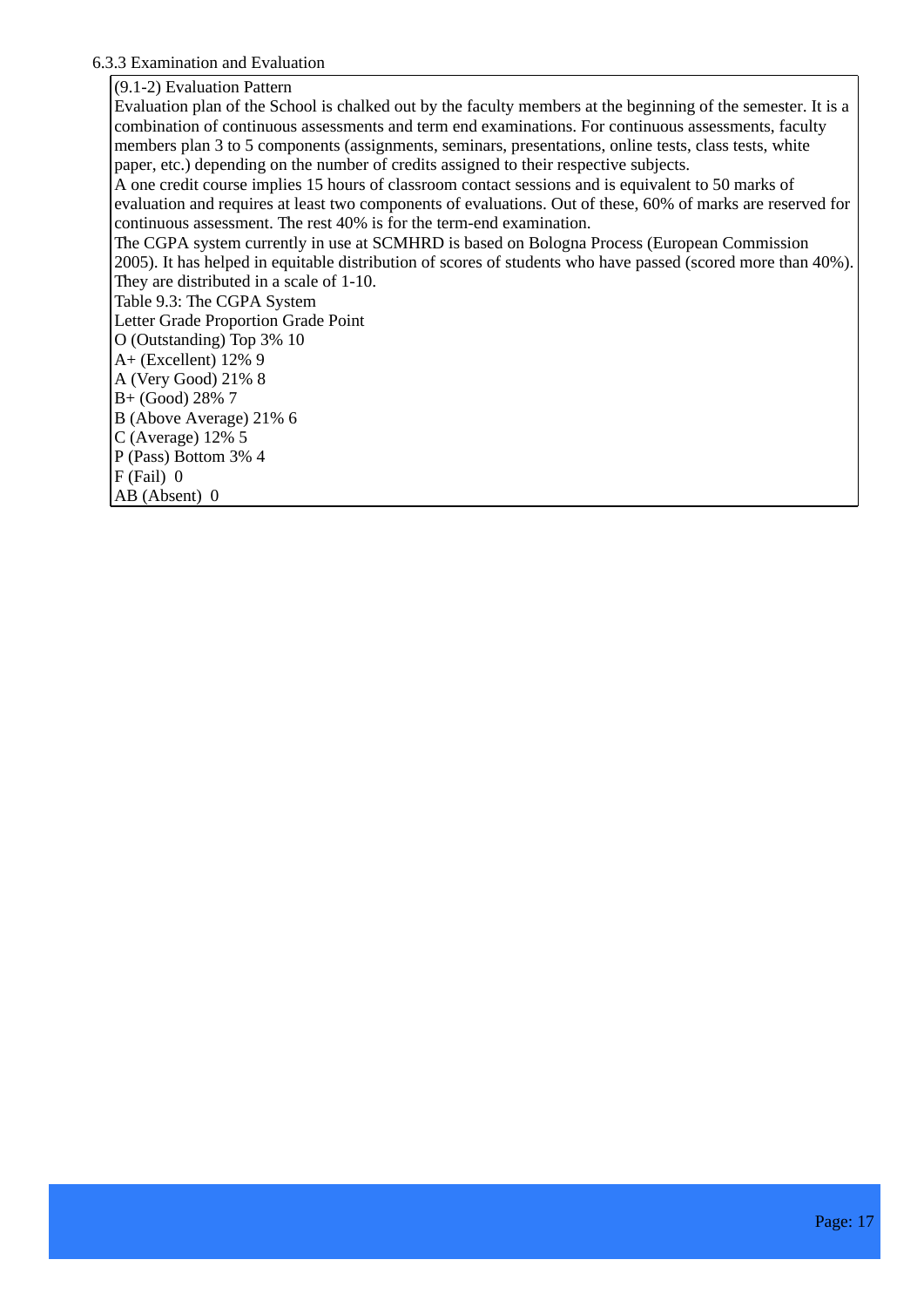### 6.3.3 Examination and Evaluation

(9.1-2) Evaluation Pattern

Evaluation plan of the School is chalked out by the faculty members at the beginning of the semester. It is a combination of continuous assessments and term end examinations. For continuous assessments, faculty members plan 3 to 5 components (assignments, seminars, presentations, online tests, class tests, white paper, etc.) depending on the number of credits assigned to their respective subjects.

A one credit course implies 15 hours of classroom contact sessions and is equivalent to 50 marks of evaluation and requires at least two components of evaluations. Out of these, 60% of marks are reserved for continuous assessment. The rest 40% is for the term-end examination.

The CGPA system currently in use at SCMHRD is based on Bologna Process (European Commission 2005). It has helped in equitable distribution of scores of students who have passed (scored more than 40%). They are distributed in a scale of 1-10.

Table 9.3: The CGPA System

| Letter Grade | Proportion | Grade Point |
|---|---|---|
| O (Outstanding) | Top 3% | 10 |
| A+ (Excellent) | 12% | 9 |
| A (Very Good) | 21% | 8 |
| B+ (Good) | 28% | 7 |
| B (Above Average) | 21% | 6 |
| C (Average) | 12% | 5 |
| P (Pass) | Bottom 3% | 4 |
| F (Fail) | | 0 |
| AB (Absent) | | 0 |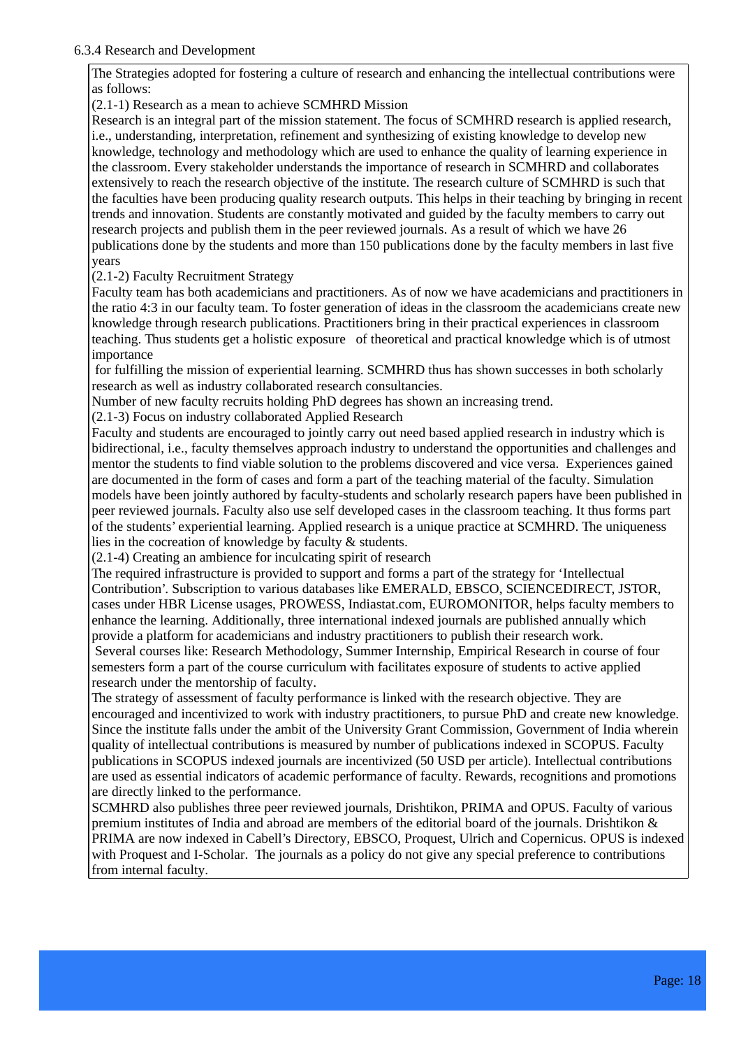6.3.4 Research and Development

The Strategies adopted for fostering a culture of research and enhancing the intellectual contributions were as follows:

(2.1-1) Research as a mean to achieve SCMHRD Mission

Research is an integral part of the mission statement. The focus of SCMHRD research is applied research, i.e., understanding, interpretation, refinement and synthesizing of existing knowledge to develop new knowledge, technology and methodology which are used to enhance the quality of learning experience in the classroom. Every stakeholder understands the importance of research in SCMHRD and collaborates extensively to reach the research objective of the institute. The research culture of SCMHRD is such that the faculties have been producing quality research outputs. This helps in their teaching by bringing in recent trends and innovation. Students are constantly motivated and guided by the faculty members to carry out research projects and publish them in the peer reviewed journals. As a result of which we have 26 publications done by the students and more than 150 publications done by the faculty members in last five years

(2.1-2) Faculty Recruitment Strategy

Faculty team has both academicians and practitioners. As of now we have academicians and practitioners in the ratio 4:3 in our faculty team. To foster generation of ideas in the classroom the academicians create new knowledge through research publications. Practitioners bring in their practical experiences in classroom teaching. Thus students get a holistic exposure of theoretical and practical knowledge which is of utmost importance for fulfilling the mission of experiential learning. SCMHRD thus has shown successes in both scholarly research as well as industry collaborated research consultancies.

Number of new faculty recruits holding PhD degrees has shown an increasing trend.

(2.1-3) Focus on industry collaborated Applied Research

Faculty and students are encouraged to jointly carry out need based applied research in industry which is bidirectional, i.e., faculty themselves approach industry to understand the opportunities and challenges and mentor the students to find viable solution to the problems discovered and vice versa. Experiences gained are documented in the form of cases and form a part of the teaching material of the faculty. Simulation models have been jointly authored by faculty-students and scholarly research papers have been published in peer reviewed journals. Faculty also use self developed cases in the classroom teaching. It thus forms part of the students' experiential learning. Applied research is a unique practice at SCMHRD. The uniqueness lies in the cocreation of knowledge by faculty & students.

(2.1-4) Creating an ambience for inculcating spirit of research

The required infrastructure is provided to support and forms a part of the strategy for 'Intellectual Contribution'. Subscription to various databases like EMERALD, EBSCO, SCIENCEDIRECT, JSTOR, cases under HBR License usages, PROWESS, Indiastat.com, EUROMONITOR, helps faculty members to enhance the learning. Additionally, three international indexed journals are published annually which provide a platform for academicians and industry practitioners to publish their research work.

Several courses like: Research Methodology, Summer Internship, Empirical Research in course of four semesters form a part of the course curriculum with facilitates exposure of students to active applied research under the mentorship of faculty.

The strategy of assessment of faculty performance is linked with the research objective. They are encouraged and incentivized to work with industry practitioners, to pursue PhD and create new knowledge. Since the institute falls under the ambit of the University Grant Commission, Government of India wherein quality of intellectual contributions is measured by number of publications indexed in SCOPUS. Faculty publications in SCOPUS indexed journals are incentivized (50 USD per article). Intellectual contributions are used as essential indicators of academic performance of faculty. Rewards, recognitions and promotions are directly linked to the performance.

SCMHRD also publishes three peer reviewed journals, Drishtikon, PRIMA and OPUS. Faculty of various premium institutes of India and abroad are members of the editorial board of the journals. Drishtikon & PRIMA are now indexed in Cabell's Directory, EBSCO, Proquest, Ulrich and Copernicus. OPUS is indexed with Proquest and I-Scholar. The journals as a policy do not give any special preference to contributions from internal faculty.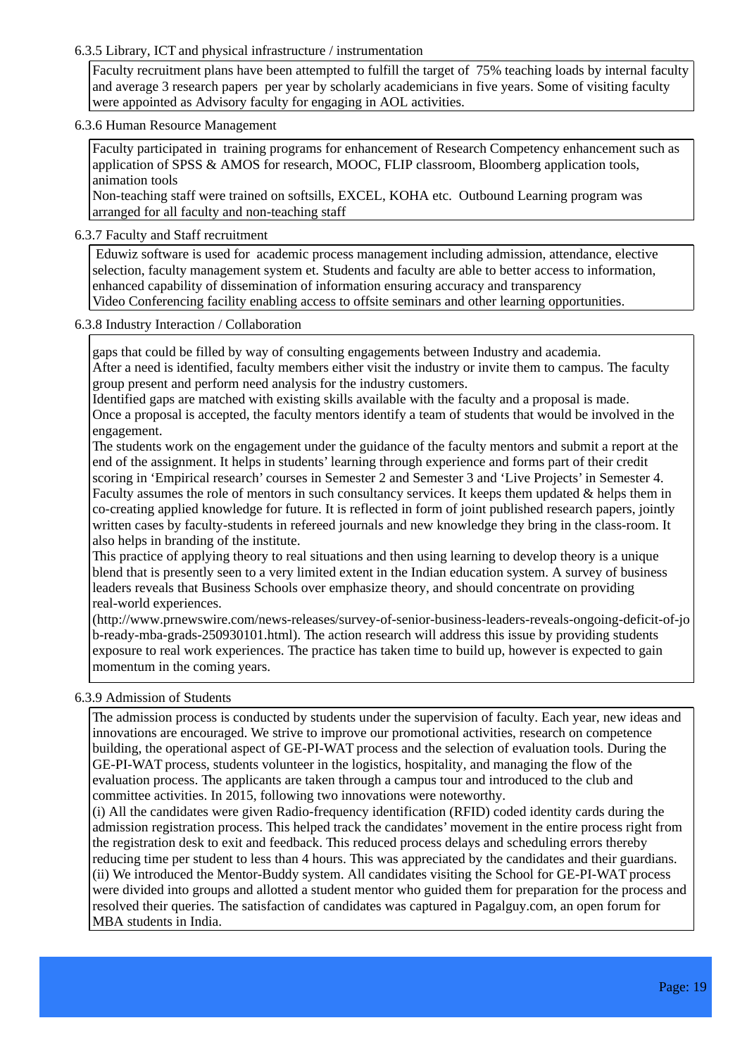6.3.5 Library, ICT and physical infrastructure / instrumentation

Faculty recruitment plans have been attempted to fulfill the target of 75% teaching loads by internal faculty and average 3 research papers per year by scholarly academicians in five years. Some of visiting faculty were appointed as Advisory faculty for engaging in AOL activities.

6.3.6 Human Resource Management

Faculty participated in training programs for enhancement of Research Competency enhancement such as application of SPSS & AMOS for research, MOOC, FLIP classroom, Bloomberg application tools, animation tools
Non-teaching staff were trained on softsills, EXCEL, KOHA etc. Outbound Learning program was arranged for all faculty and non-teaching staff

6.3.7 Faculty and Staff recruitment

Eduwiz software is used for academic process management including admission, attendance, elective selection, faculty management system et. Students and faculty are able to better access to information, enhanced capability of dissemination of information ensuring accuracy and transparency
Video Conferencing facility enabling access to offsite seminars and other learning opportunities.

6.3.8 Industry Interaction / Collaboration

gaps that could be filled by way of consulting engagements between Industry and academia.
After a need is identified, faculty members either visit the industry or invite them to campus. The faculty group present and perform need analysis for the industry customers.
Identified gaps are matched with existing skills available with the faculty and a proposal is made.
Once a proposal is accepted, the faculty mentors identify a team of students that would be involved in the engagement.
The students work on the engagement under the guidance of the faculty mentors and submit a report at the end of the assignment. It helps in students' learning through experience and forms part of their credit scoring in 'Empirical research' courses in Semester 2 and Semester 3 and 'Live Projects' in Semester 4.
Faculty assumes the role of mentors in such consultancy services. It keeps them updated & helps them in co-creating applied knowledge for future. It is reflected in form of joint published research papers, jointly written cases by faculty-students in refereed journals and new knowledge they bring in the class-room. It also helps in branding of the institute.
This practice of applying theory to real situations and then using learning to develop theory is a unique blend that is presently seen to a very limited extent in the Indian education system. A survey of business leaders reveals that Business Schools over emphasize theory, and should concentrate on providing real-world experiences.
(http://www.prnewswire.com/news-releases/survey-of-senior-business-leaders-reveals-ongoing-deficit-of-job-ready-mba-grads-250930101.html). The action research will address this issue by providing students exposure to real work experiences. The practice has taken time to build up, however is expected to gain momentum in the coming years.

6.3.9 Admission of Students

The admission process is conducted by students under the supervision of faculty. Each year, new ideas and innovations are encouraged. We strive to improve our promotional activities, research on competence building, the operational aspect of GE-PI-WAT process and the selection of evaluation tools. During the GE-PI-WAT process, students volunteer in the logistics, hospitality, and managing the flow of the evaluation process. The applicants are taken through a campus tour and introduced to the club and committee activities. In 2015, following two innovations were noteworthy.
(i) All the candidates were given Radio-frequency identification (RFID) coded identity cards during the admission registration process. This helped track the candidates' movement in the entire process right from the registration desk to exit and feedback. This reduced process delays and scheduling errors thereby reducing time per student to less than 4 hours. This was appreciated by the candidates and their guardians.
(ii) We introduced the Mentor-Buddy system. All candidates visiting the School for GE-PI-WAT process were divided into groups and allotted a student mentor who guided them for preparation for the process and resolved their queries. The satisfaction of candidates was captured in Pagalguy.com, an open forum for MBA students in India.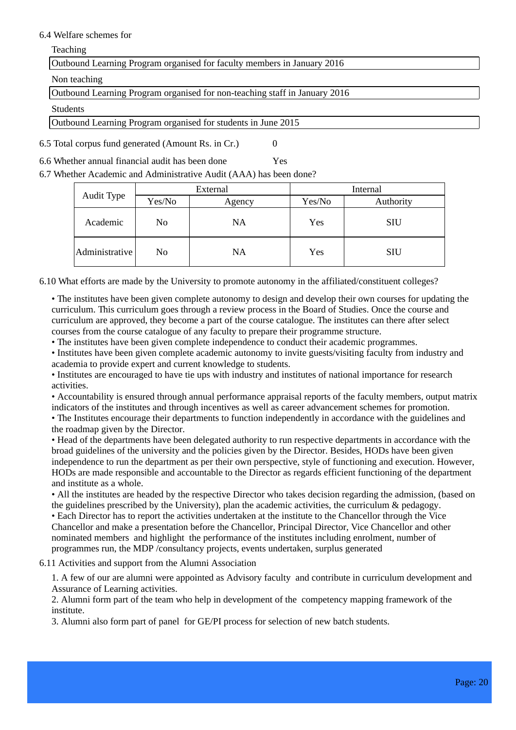6.4 Welfare schemes for

Teaching

Outbound Learning Program organised for faculty members in January 2016

Non teaching

Outbound Learning Program organised for non-teaching staff in January 2016

Students

Outbound Learning Program organised for students in June 2015

6.5 Total corpus fund generated (Amount Rs. in Cr.) 0

6.6 Whether annual financial audit has been done Yes

6.7 Whether Academic and Administrative Audit (AAA) has been done?

| Audit Type | External | | Internal | |
|---|---|---|---|---|
| | Yes/No | Agency | Yes/No | Authority |
| Academic | No | NA | Yes | SIU |
| Administrative | No | NA | Yes | SIU |

6.10 What efforts are made by the University to promote autonomy in the affiliated/constituent colleges?

• The institutes have been given complete autonomy to design and develop their own courses for updating the curriculum. This curriculum goes through a review process in the Board of Studies. Once the course and curriculum are approved, they become a part of the course catalogue. The institutes can there after select courses from the course catalogue of any faculty to prepare their programme structure.
• The institutes have been given complete independence to conduct their academic programmes.
• Institutes have been given complete academic autonomy to invite guests/visiting faculty from industry and academia to provide expert and current knowledge to students.
• Institutes are encouraged to have tie ups with industry and institutes of national importance for research activities.
• Accountability is ensured through annual performance appraisal reports of the faculty members, output matrix indicators of the institutes and through incentives as well as career advancement schemes for promotion.
• The Institutes encourage their departments to function independently in accordance with the guidelines and the roadmap given by the Director.
• Head of the departments have been delegated authority to run respective departments in accordance with the broad guidelines of the university and the policies given by the Director. Besides, HODs have been given independence to run the department as per their own perspective, style of functioning and execution. However, HODs are made responsible and accountable to the Director as regards efficient functioning of the department and institute as a whole.
• All the institutes are headed by the respective Director who takes decision regarding the admission, (based on the guidelines prescribed by the University), plan the academic activities, the curriculum & pedagogy.
• Each Director has to report the activities undertaken at the institute to the Chancellor through the Vice Chancellor and make a presentation before the Chancellor, Principal Director, Vice Chancellor and other nominated members and highlight the performance of the institutes including enrolment, number of programmes run, the MDP /consultancy projects, events undertaken, surplus generated

6.11 Activities and support from the Alumni Association

1. A few of our are alumni were appointed as Advisory faculty and contribute in curriculum development and Assurance of Learning activities.
2. Alumni form part of the team who help in development of the competency mapping framework of the institute.
3. Alumni also form part of panel for GE/PI process for selection of new batch students.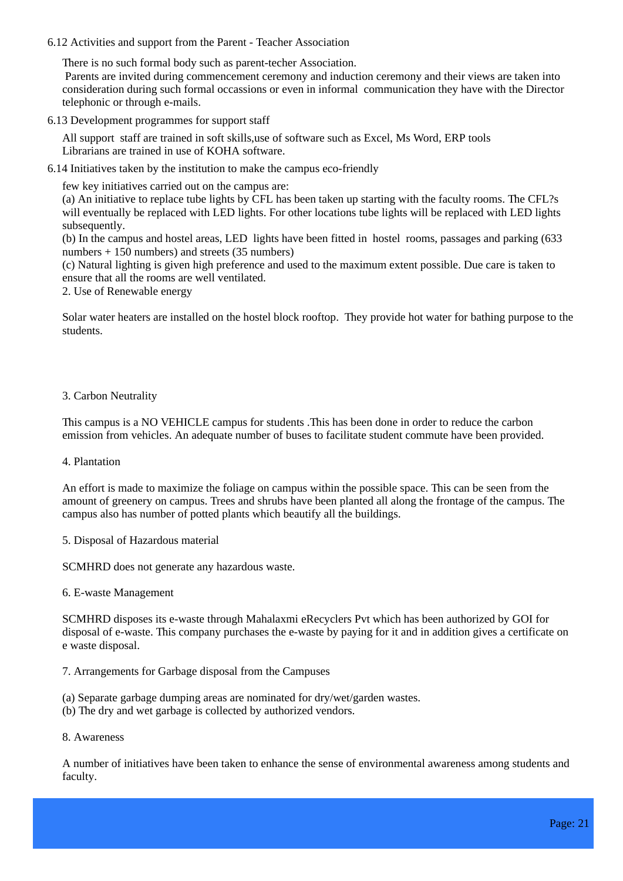6.12 Activities and support from the Parent - Teacher Association

There is no such formal body such as parent-techer Association.
Parents are invited during commencement ceremony and induction ceremony and their views are taken into consideration during such formal occassions or even in informal communication they have with the Director telephonic or through e-mails.

6.13 Development programmes for support staff

All support staff are trained in soft skills,use of software such as Excel, Ms Word, ERP tools
Librarians are trained in use of KOHA software.

6.14 Initiatives taken by the institution to make the campus eco-friendly

few key initiatives carried out on the campus are:
(a) An initiative to replace tube lights by CFL has been taken up starting with the faculty rooms. The CFL?s will eventually be replaced with LED lights. For other locations tube lights will be replaced with LED lights subsequently.
(b) In the campus and hostel areas, LED lights have been fitted in hostel rooms, passages and parking (633 numbers + 150 numbers) and streets (35 numbers)
(c) Natural lighting is given high preference and used to the maximum extent possible. Due care is taken to ensure that all the rooms are well ventilated.
2. Use of Renewable energy

Solar water heaters are installed on the hostel block rooftop. They provide hot water for bathing purpose to the students.

3. Carbon Neutrality

This campus is a NO VEHICLE campus for students .This has been done in order to reduce the carbon emission from vehicles. An adequate number of buses to facilitate student commute have been provided.

4. Plantation

An effort is made to maximize the foliage on campus within the possible space. This can be seen from the amount of greenery on campus. Trees and shrubs have been planted all along the frontage of the campus. The campus also has number of potted plants which beautify all the buildings.

5. Disposal of Hazardous material

SCMHRD does not generate any hazardous waste.

6. E-waste Management

SCMHRD disposes its e-waste through Mahalaxmi eRecyclers Pvt which has been authorized by GOI for disposal of e-waste. This company purchases the e-waste by paying for it and in addition gives a certificate on e waste disposal.

7. Arrangements for Garbage disposal from the Campuses

(a) Separate garbage dumping areas are nominated for dry/wet/garden wastes.
(b) The dry and wet garbage is collected by authorized vendors.

8. Awareness

A number of initiatives have been taken to enhance the sense of environmental awareness among students and faculty.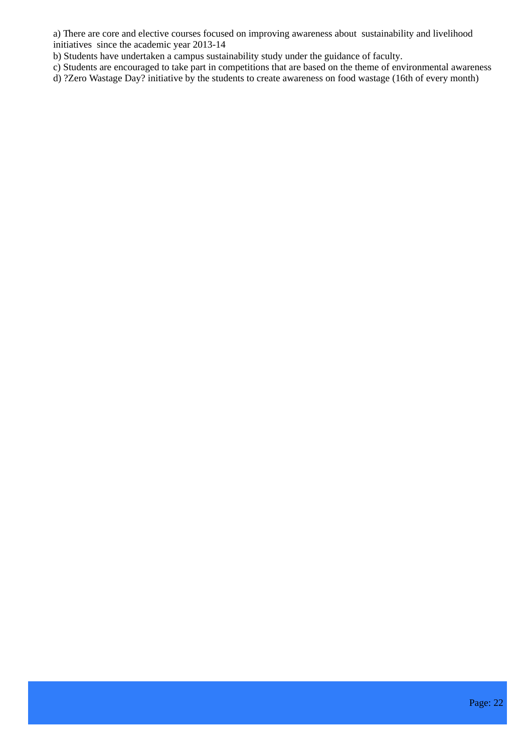a) There are core and elective courses focused on improving awareness about sustainability and livelihood initiatives since the academic year 2013-14

b) Students have undertaken a campus sustainability study under the guidance of faculty.

c) Students are encouraged to take part in competitions that are based on the theme of environmental awareness

d) ?Zero Wastage Day? initiative by the students to create awareness on food wastage (16th of every month)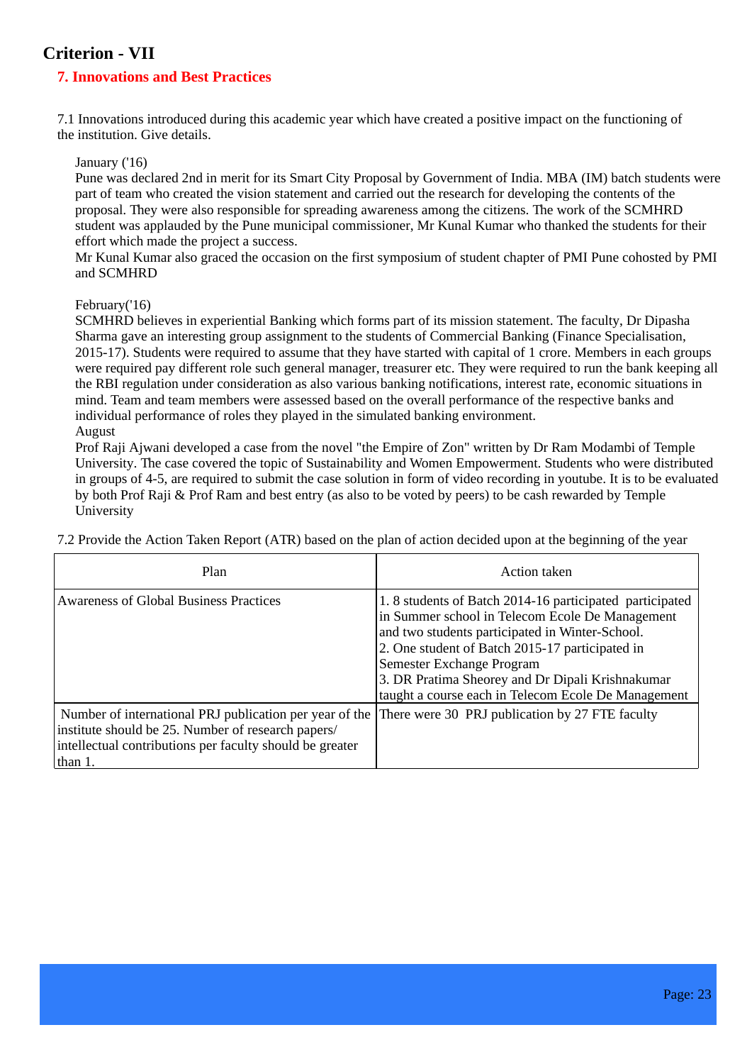# Criterion - VII

## 7. Innovations and Best Practices

7.1 Innovations introduced during this academic year which have created a positive impact on the functioning of the institution. Give details.

January ('16)
Pune was declared 2nd in merit for its Smart City Proposal by Government of India. MBA (IM) batch students were part of team who created the vision statement and carried out the research for developing the contents of the proposal. They were also responsible for spreading awareness among the citizens. The work of the SCMHRD student was applauded by the Pune municipal commissioner, Mr Kunal Kumar who thanked the students for their effort which made the project a success.
Mr Kunal Kumar also graced the occasion on the first symposium of student chapter of PMI Pune cohosted by PMI and SCMHRD

February('16)
SCMHRD believes in experiential Banking which forms part of its mission statement. The faculty, Dr Dipasha Sharma gave an interesting group assignment to the students of Commercial Banking (Finance Specialisation, 2015-17). Students were required to assume that they have started with capital of 1 crore. Members in each groups were required pay different role such general manager, treasurer etc. They were required to run the bank keeping all the RBI regulation under consideration as also various banking notifications, interest rate, economic situations in mind. Team and team members were assessed based on the overall performance of the respective banks and individual performance of roles they played in the simulated banking environment.
August
Prof Raji Ajwani developed a case from the novel "the Empire of Zon" written by Dr Ram Modambi of Temple University. The case covered the topic of Sustainability and Women Empowerment. Students who were distributed in groups of 4-5, are required to submit the case solution in form of video recording in youtube. It is to be evaluated by both Prof Raji & Prof Ram and best entry (as also to be voted by peers) to be cash rewarded by Temple University

7.2 Provide the Action Taken Report (ATR) based on the plan of action decided upon at the beginning of the year

| Plan | Action taken |
|---|---|
| Awareness of Global Business Practices | 1. 8 students of Batch 2014-16 participated participated in Summer school in Telecom Ecole De Management and two students participated in Winter-School.<br>2. One student of Batch 2015-17 participated in Semester Exchange Program<br>3. DR Pratima Sheorey and Dr Dipali Krishnakumar taught a course each in Telecom Ecole De Management |
| Number of international PRJ publication per year of the institute should be 25. Number of research papers/ intellectual contributions per faculty should be greater than 1. | There were 30 PRJ publication by 27 FTE faculty |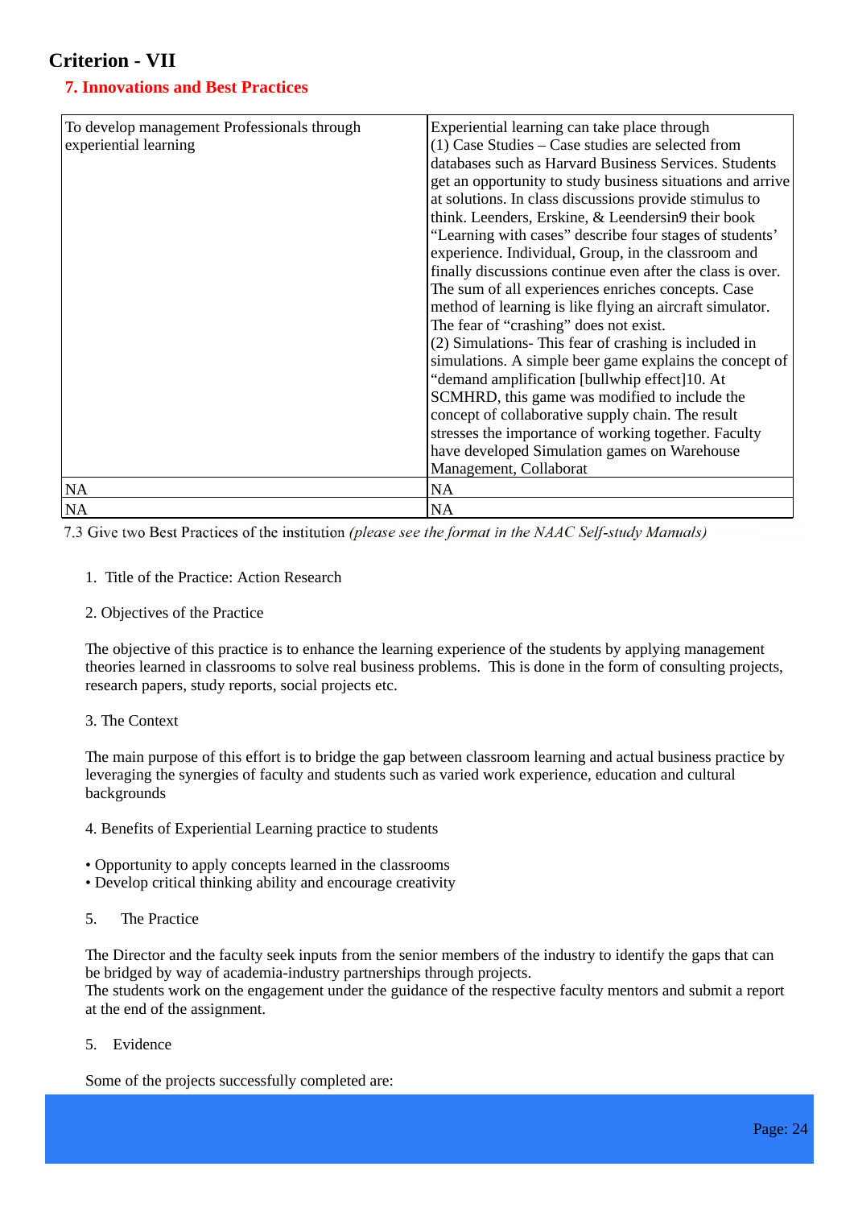# Criterion - VII

## 7. Innovations and Best Practices

| To develop management Professionals through experiential learning | Experiential learning can take place through (1) Case Studies – Case studies are selected from databases such as Harvard Business Services. Students get an opportunity to study business situations and arrive at solutions. In class discussions provide stimulus to think. Leenders, Erskine, & Leendersin9 their book "Learning with cases" describe four stages of students' experience. Individual, Group, in the classroom and finally discussions continue even after the class is over. The sum of all experiences enriches concepts. Case method of learning is like flying an aircraft simulator. The fear of "crashing" does not exist. (2) Simulations- This fear of crashing is included in simulations. A simple beer game explains the concept of "demand amplification [bullwhip effect]10. At SCMHRD, this game was modified to include the concept of collaborative supply chain. The result stresses the importance of working together. Faculty have developed Simulation games on Warehouse Management, Collaborat |
|---|---|
| NA | NA |
| NA | NA |

7.3 Give two Best Practices of the institution *(please see the format in the NAAC Self-study Manuals)*

1. Title of the Practice: Action Research

2. Objectives of the Practice

The objective of this practice is to enhance the learning experience of the students by applying management theories learned in classrooms to solve real business problems. This is done in the form of consulting projects, research papers, study reports, social projects etc.

3. The Context

The main purpose of this effort is to bridge the gap between classroom learning and actual business practice by leveraging the synergies of faculty and students such as varied work experience, education and cultural backgrounds

4. Benefits of Experiential Learning practice to students

- Opportunity to apply concepts learned in the classrooms
- Develop critical thinking ability and encourage creativity

5. The Practice

The Director and the faculty seek inputs from the senior members of the industry to identify the gaps that can be bridged by way of academia-industry partnerships through projects.
The students work on the engagement under the guidance of the respective faculty mentors and submit a report at the end of the assignment.

5. Evidence

Some of the projects successfully completed are: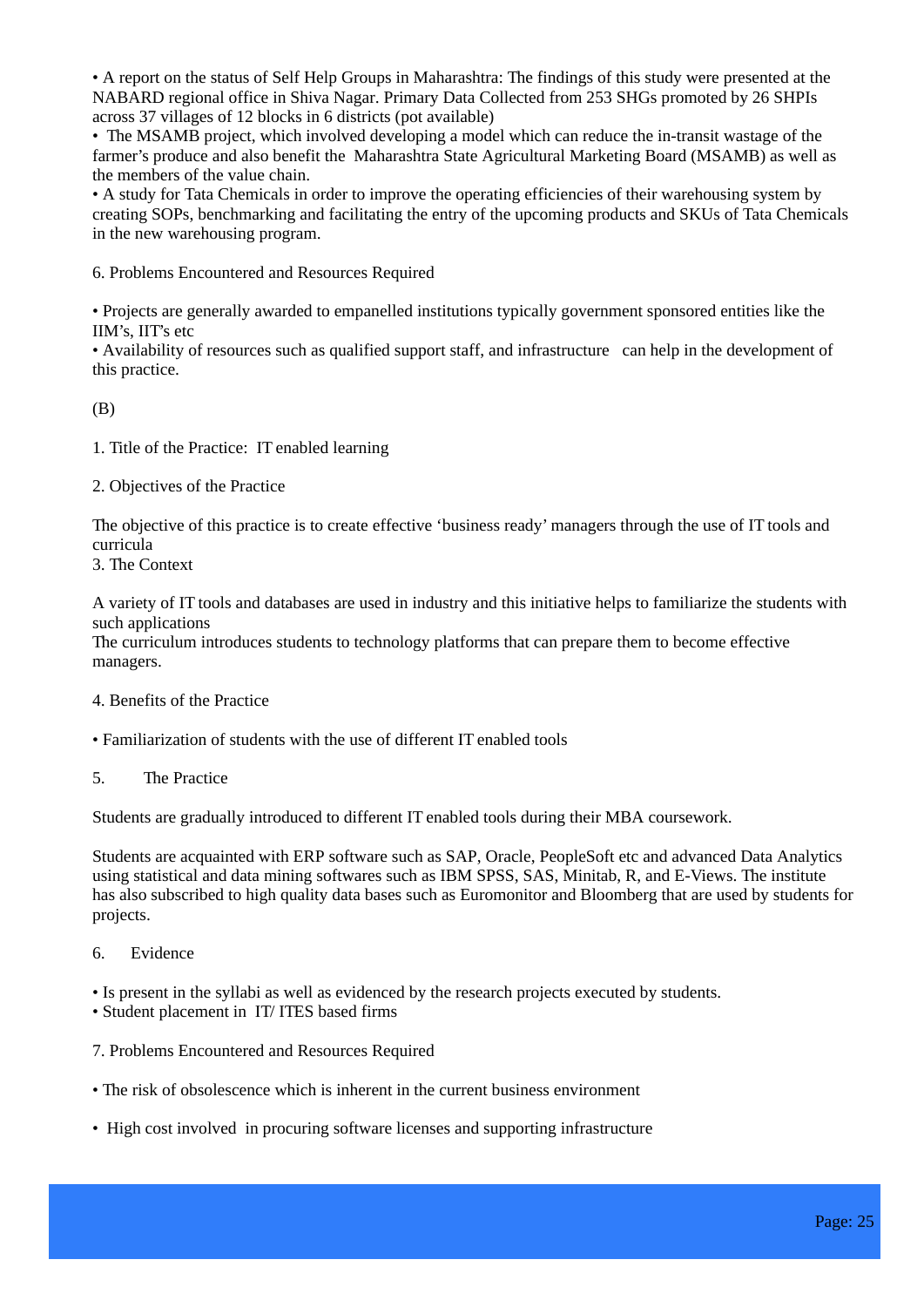- A report on the status of Self Help Groups in Maharashtra: The findings of this study were presented at the NABARD regional office in Shiva Nagar. Primary Data Collected from 253 SHGs promoted by 26 SHPIs across 37 villages of 12 blocks in 6 districts (pot available)
- The MSAMB project, which involved developing a model which can reduce the in-transit wastage of the farmer's produce and also benefit the Maharashtra State Agricultural Marketing Board (MSAMB) as well as the members of the value chain.
- A study for Tata Chemicals in order to improve the operating efficiencies of their warehousing system by creating SOPs, benchmarking and facilitating the entry of the upcoming products and SKUs of Tata Chemicals in the new warehousing program.

6. Problems Encountered and Resources Required

- Projects are generally awarded to empanelled institutions typically government sponsored entities like the IIM's, IIT's etc
- Availability of resources such as qualified support staff, and infrastructure can help in the development of this practice.

(B)

1. Title of the Practice: IT enabled learning

2. Objectives of the Practice

The objective of this practice is to create effective 'business ready' managers through the use of IT tools and curricula

3. The Context

A variety of IT tools and databases are used in industry and this initiative helps to familiarize the students with such applications

The curriculum introduces students to technology platforms that can prepare them to become effective managers.

4. Benefits of the Practice

- Familiarization of students with the use of different IT enabled tools

5. The Practice

Students are gradually introduced to different IT enabled tools during their MBA coursework.

Students are acquainted with ERP software such as SAP, Oracle, PeopleSoft etc and advanced Data Analytics using statistical and data mining softwares such as IBM SPSS, SAS, Minitab, R, and E-Views. The institute has also subscribed to high quality data bases such as Euromonitor and Bloomberg that are used by students for projects.

6. Evidence

- Is present in the syllabi as well as evidenced by the research projects executed by students.
- Student placement in IT/ ITES based firms

7. Problems Encountered and Resources Required

- The risk of obsolescence which is inherent in the current business environment
- High cost involved in procuring software licenses and supporting infrastructure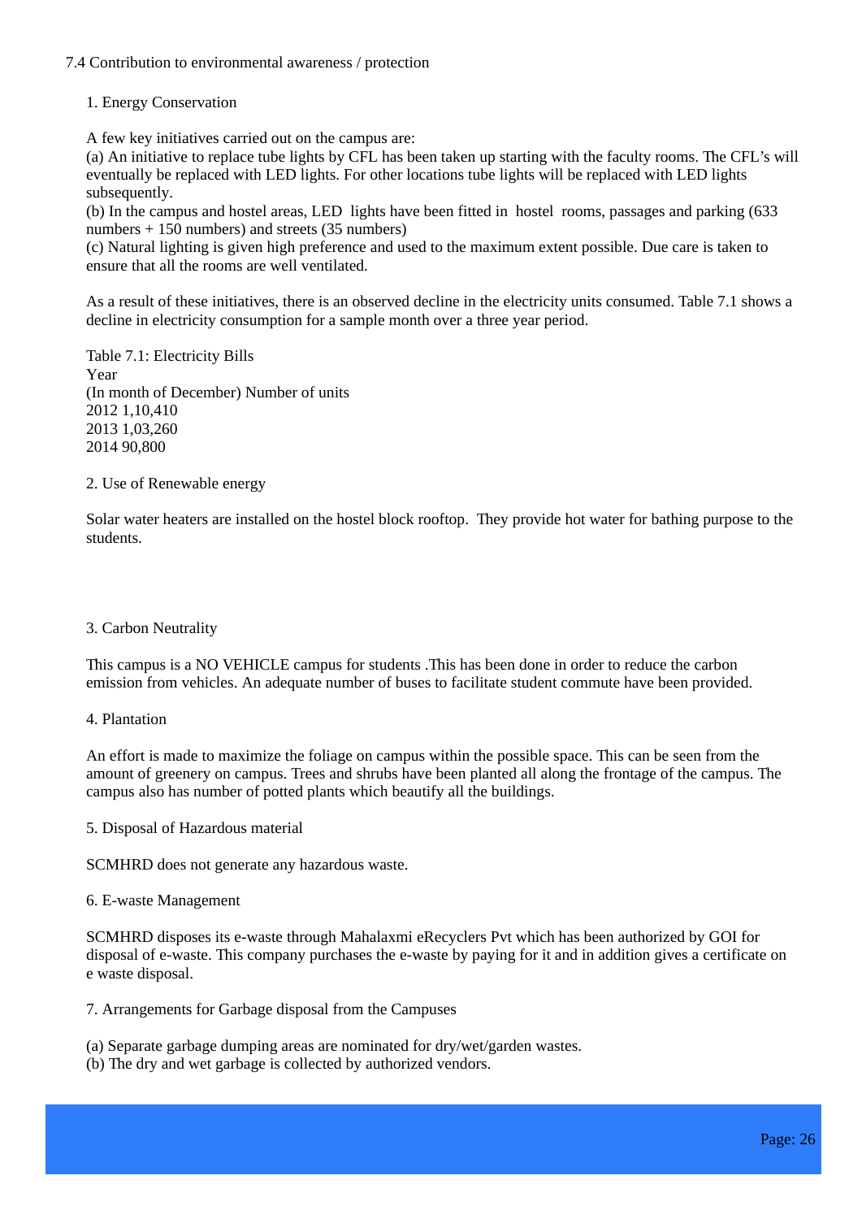## 7.4 Contribution to environmental awareness / protection

### 1. Energy Conservation

A few key initiatives carried out on the campus are:

(a) An initiative to replace tube lights by CFL has been taken up starting with the faculty rooms. The CFL's will eventually be replaced with LED lights. For other locations tube lights will be replaced with LED lights subsequently.

(b) In the campus and hostel areas, LED lights have been fitted in hostel rooms, passages and parking (633 numbers + 150 numbers) and streets (35 numbers)

(c) Natural lighting is given high preference and used to the maximum extent possible. Due care is taken to ensure that all the rooms are well ventilated.

As a result of these initiatives, there is an observed decline in the electricity units consumed. Table 7.1 shows a decline in electricity consumption for a sample month over a three year period.

Table 7.1: Electricity Bills

| Year (In month of December) | Number of units |
| --- | --- |
| 2012 | 1,10,410 |
| 2013 | 1,03,260 |
| 2014 | 90,800 |

### 2. Use of Renewable energy

Solar water heaters are installed on the hostel block rooftop. They provide hot water for bathing purpose to the students.

### 3. Carbon Neutrality

This campus is a NO VEHICLE campus for students .This has been done in order to reduce the carbon emission from vehicles. An adequate number of buses to facilitate student commute have been provided.

### 4. Plantation

An effort is made to maximize the foliage on campus within the possible space. This can be seen from the amount of greenery on campus. Trees and shrubs have been planted all along the frontage of the campus. The campus also has number of potted plants which beautify all the buildings.

### 5. Disposal of Hazardous material

SCMHRD does not generate any hazardous waste.

### 6. E-waste Management

SCMHRD disposes its e-waste through Mahalaxmi eRecyclers Pvt which has been authorized by GOI for disposal of e-waste. This company purchases the e-waste by paying for it and in addition gives a certificate on e waste disposal.

### 7. Arrangements for Garbage disposal from the Campuses

(a) Separate garbage dumping areas are nominated for dry/wet/garden wastes.

(b) The dry and wet garbage is collected by authorized vendors.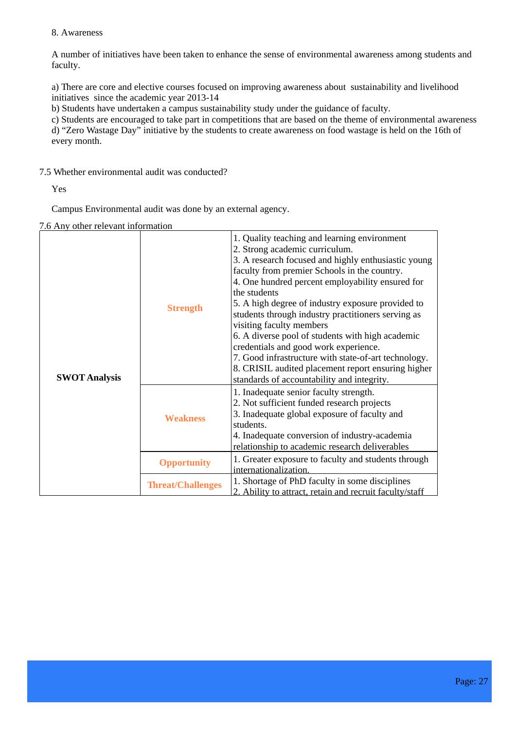8. Awareness

A number of initiatives have been taken to enhance the sense of environmental awareness among students and faculty.

a) There are core and elective courses focused on improving awareness about sustainability and livelihood initiatives since the academic year 2013-14
b) Students have undertaken a campus sustainability study under the guidance of faculty.
c) Students are encouraged to take part in competitions that are based on the theme of environmental awareness
d) “Zero Wastage Day” initiative by the students to create awareness on food wastage is held on the 16th of every month.

7.5 Whether environmental audit was conducted?

Yes

Campus Environmental audit was done by an external agency.

7.6 Any other relevant information

| | | |
|---|---|---|
| **SWOT Analysis** | **Strength** | 1. Quality teaching and learning environment<br>2. Strong academic curriculum.<br>3. A research focused and highly enthusiastic young faculty from premier Schools in the country.<br>4. One hundred percent employability ensured for the students<br>5. A high degree of industry exposure provided to students through industry practitioners serving as visiting faculty members<br>6. A diverse pool of students with high academic credentials and good work experience.<br>7. Good infrastructure with state-of-art technology.<br>8. CRISIL audited placement report ensuring higher standards of accountability and integrity. |
| | **Weakness** | 1. Inadequate senior faculty strength.<br>2. Not sufficient funded research projects<br>3. Inadequate global exposure of faculty and students.<br>4. Inadequate conversion of industry-academia relationship to academic research deliverables |
| | **Opportunity** | 1. Greater exposure to faculty and students through internationalization. |
| | **Threat/Challenges** | 1. Shortage of PhD faculty in some disciplines<br>2. Ability to attract, retain and recruit faculty/staff |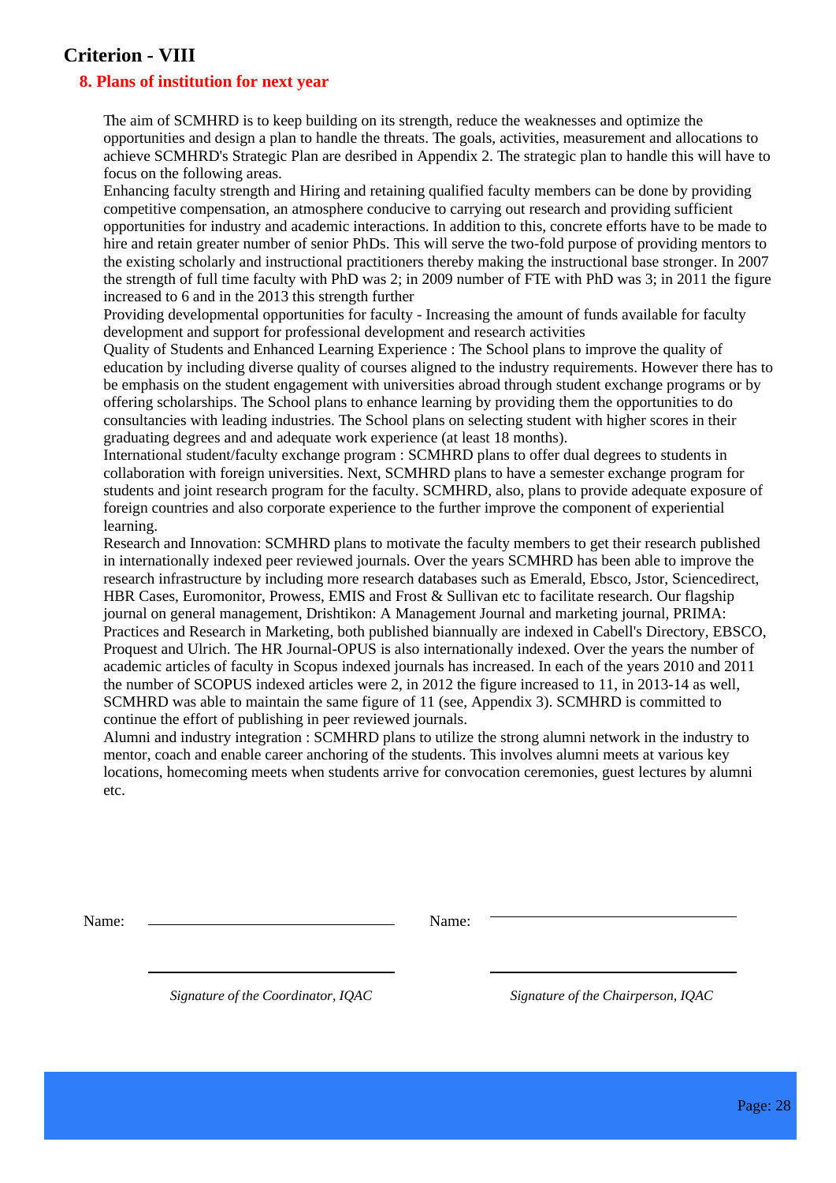## Criterion - VIII

### 8. Plans of institution for next year

The aim of SCMHRD is to keep building on its strength, reduce the weaknesses and optimize the opportunities and design a plan to handle the threats. The goals, activities, measurement and allocations to achieve SCMHRD's Strategic Plan are desribed in Appendix 2. The strategic plan to handle this will have to focus on the following areas.

Enhancing faculty strength and Hiring and retaining qualified faculty members can be done by providing competitive compensation, an atmosphere conducive to carrying out research and providing sufficient opportunities for industry and academic interactions. In addition to this, concrete efforts have to be made to hire and retain greater number of senior PhDs. This will serve the two-fold purpose of providing mentors to the existing scholarly and instructional practitioners thereby making the instructional base stronger. In 2007 the strength of full time faculty with PhD was 2; in 2009 number of FTE with PhD was 3; in 2011 the figure increased to 6 and in the 2013 this strength further

Providing developmental opportunities for faculty - Increasing the amount of funds available for faculty development and support for professional development and research activities

Quality of Students and Enhanced Learning Experience : The School plans to improve the quality of education by including diverse quality of courses aligned to the industry requirements. However there has to be emphasis on the student engagement with universities abroad through student exchange programs or by offering scholarships. The School plans to enhance learning by providing them the opportunities to do consultancies with leading industries. The School plans on selecting student with higher scores in their graduating degrees and and adequate work experience (at least 18 months).

International student/faculty exchange program : SCMHRD plans to offer dual degrees to students in collaboration with foreign universities. Next, SCMHRD plans to have a semester exchange program for students and joint research program for the faculty. SCMHRD, also, plans to provide adequate exposure of foreign countries and also corporate experience to the further improve the component of experiential learning.

Research and Innovation: SCMHRD plans to motivate the faculty members to get their research published in internationally indexed peer reviewed journals. Over the years SCMHRD has been able to improve the research infrastructure by including more research databases such as Emerald, Ebsco, Jstor, Sciencedirect, HBR Cases, Euromonitor, Prowess, EMIS and Frost & Sullivan etc to facilitate research. Our flagship journal on general management, Drishtikon: A Management Journal and marketing journal, PRIMA: Practices and Research in Marketing, both published biannually are indexed in Cabell's Directory, EBSCO, Proquest and Ulrich. The HR Journal-OPUS is also internationally indexed. Over the years the number of academic articles of faculty in Scopus indexed journals has increased. In each of the years 2010 and 2011 the number of SCOPUS indexed articles were 2, in 2012 the figure increased to 11, in 2013-14 as well, SCMHRD was able to maintain the same figure of 11 (see, Appendix 3). SCMHRD is committed to continue the effort of publishing in peer reviewed journals.

Alumni and industry integration : SCMHRD plans to utilize the strong alumni network in the industry to mentor, coach and enable career anchoring of the students. This involves alumni meets at various key locations, homecoming meets when students arrive for convocation ceremonies, guest lectures by alumni etc.

Name: ______________________ Name: ______________________

______________________ ______________________

*Signature of the Coordinator, IQAC* *Signature of the Chairperson, IQAC*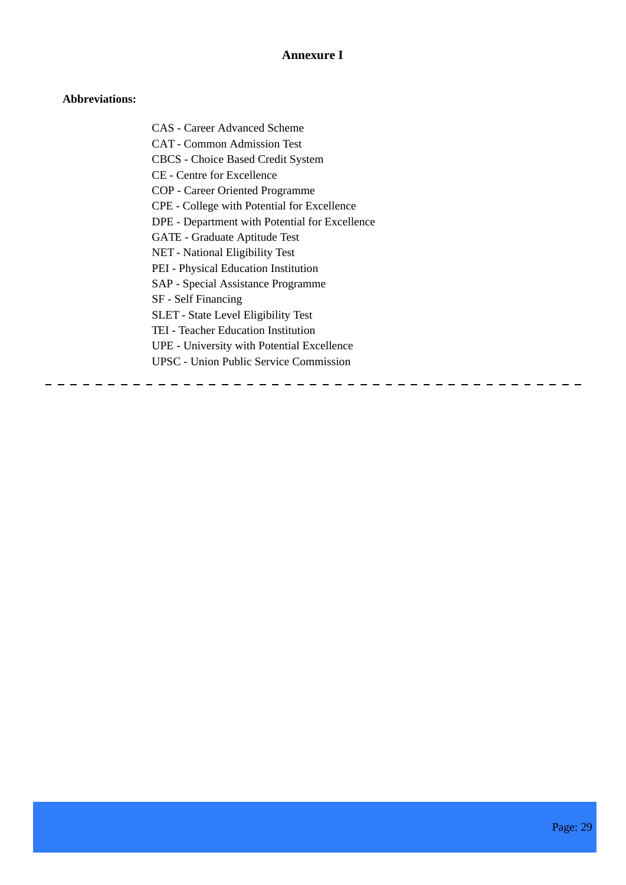# Annexure I

**Abbreviations:**

CAS - Career Advanced Scheme
CAT - Common Admission Test
CBCS - Choice Based Credit System
CE - Centre for Excellence
COP - Career Oriented Programme
CPE - College with Potential for Excellence
DPE - Department with Potential for Excellence
GATE - Graduate Aptitude Test
NET - National Eligibility Test
PEI - Physical Education Institution
SAP - Special Assistance Programme
SF - Self Financing
SLET - State Level Eligibility Test
TEI - Teacher Education Institution
UPE - University with Potential Excellence
UPSC - Union Public Service Commission